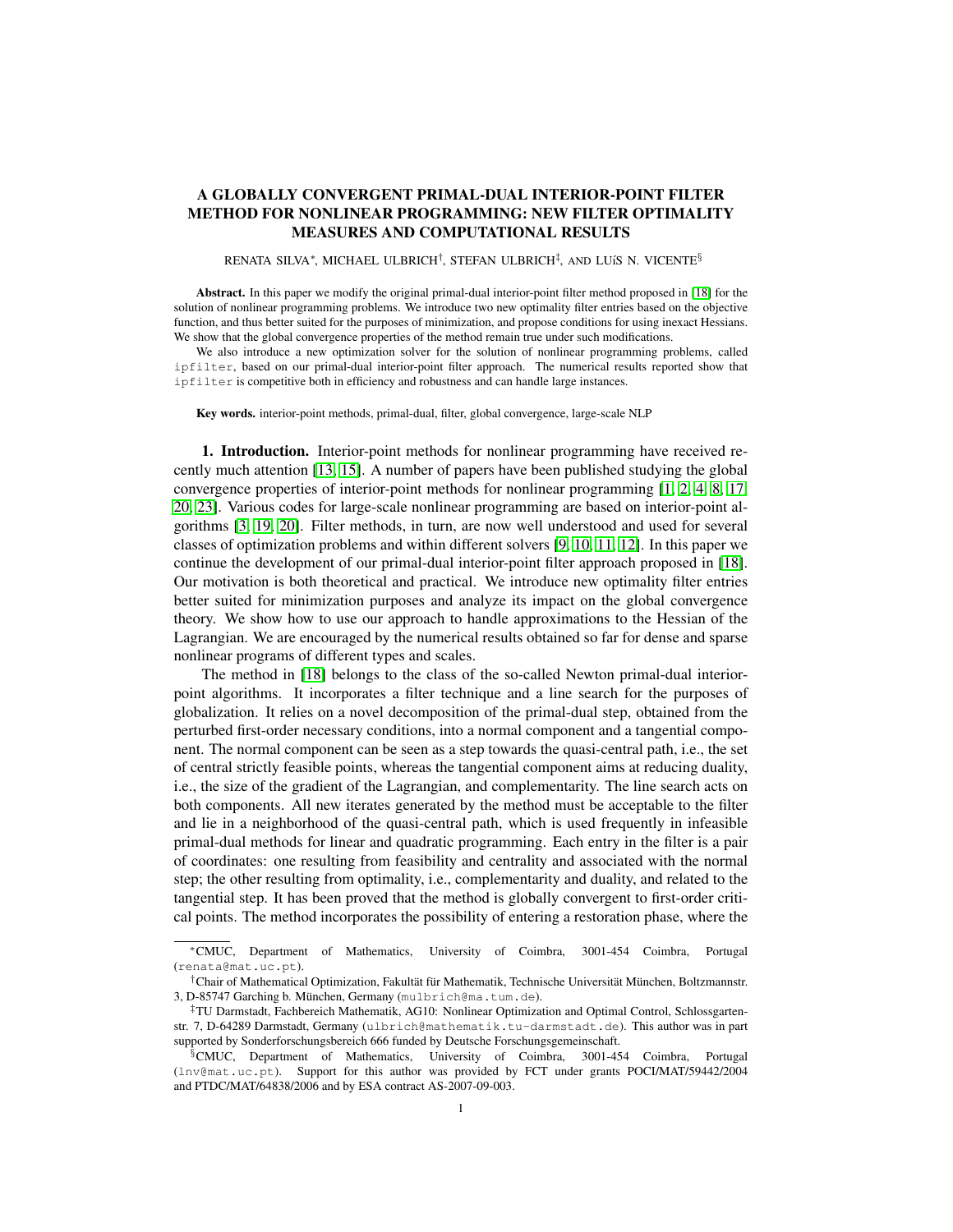# A GLOBALLY CONVERGENT PRIMAL-DUAL INTERIOR-POINT FILTER METHOD FOR NONLINEAR PROGRAMMING: NEW FILTER OPTIMALITY MEASURES AND COMPUTATIONAL RESULTS

RENATA SILVA*, MICHAEL ULBRICH†, STEFAN ULBRICH‡, AND LUÍS N. VICENTE§

**Abstract.** In this paper we modify the original primal-dual interior-point filter method proposed in [18] for the solution of nonlinear programming problems. We introduce two new optimality filter entries based on the objective function, and thus better suited for the purposes of minimization, and propose conditions for using inexact Hessians. We show that the global convergence properties of the method remain true under such modifications.

We also introduce a new optimization solver for the solution of nonlinear programming problems, called `ipfilter`, based on our primal-dual interior-point filter approach. The numerical results reported show that `ipfilter` is competitive both in efficiency and robustness and can handle large instances.

**Key words.** interior-point methods, primal-dual, filter, global convergence, large-scale NLP

## 1. Introduction.

Interior-point methods for nonlinear programming have received recently much attention [13, 15]. A number of papers have been published studying the global convergence properties of interior-point methods for nonlinear programming [1, 2, 4, 8, 17, 20, 23]. Various codes for large-scale nonlinear programming are based on interior-point algorithms [3, 19, 20]. Filter methods, in turn, are now well understood and used for several classes of optimization problems and within different solvers [9, 10, 11, 12]. In this paper we continue the development of our primal-dual interior-point filter approach proposed in [18]. Our motivation is both theoretical and practical. We introduce new optimality filter entries better suited for minimization purposes and analyze its impact on the global convergence theory. We show how to use our approach to handle approximations to the Hessian of the Lagrangian. We are encouraged by the numerical results obtained so far for dense and sparse nonlinear programs of different types and scales.

The method in [18] belongs to the class of the so-called Newton primal-dual interior-point algorithms. It incorporates a filter technique and a line search for the purposes of globalization. It relies on a novel decomposition of the primal-dual step, obtained from the perturbed first-order necessary conditions, into a normal component and a tangential component. The normal component can be seen as a step towards the quasi-central path, i.e., the set of central strictly feasible points, whereas the tangential component aims at reducing duality, i.e., the size of the gradient of the Lagrangian, and complementarity. The line search acts on both components. All new iterates generated by the method must be acceptable to the filter and lie in a neighborhood of the quasi-central path, which is used frequently in infeasible primal-dual methods for linear and quadratic programming. Each entry in the filter is a pair of coordinates: one resulting from feasibility and centrality and associated with the normal step; the other resulting from optimality, i.e., complementarity and duality, and related to the tangential step. It has been proved that the method is globally convergent to first-order critical points. The method incorporates the possibility of entering a restoration phase, where the

---

*CMUC, Department of Mathematics, University of Coimbra, 3001-454 Coimbra, Portugal (renata@mat.uc.pt).

†Chair of Mathematical Optimization, Fakultät für Mathematik, Technische Universität München, Boltzmannstr. 3, D-85747 Garching b. München, Germany (mulbrich@ma.tum.de).

‡TU Darmstadt, Fachbereich Mathematik, AG10: Nonlinear Optimization and Optimal Control, Schlossgartenstr. 7, D-64289 Darmstadt, Germany (ulbrich@mathematik.tu-darmstadt.de). This author was in part supported by Sonderforschungsbereich 666 funded by Deutsche Forschungsgemeinschaft.

§CMUC, Department of Mathematics, University of Coimbra, 3001-454 Coimbra, Portugal (lnv@mat.uc.pt). Support for this author was provided by FCT under grants POCI/MAT/59442/2004 and PTDC/MAT/64838/2006 and by ESA contract AS-2007-09-003.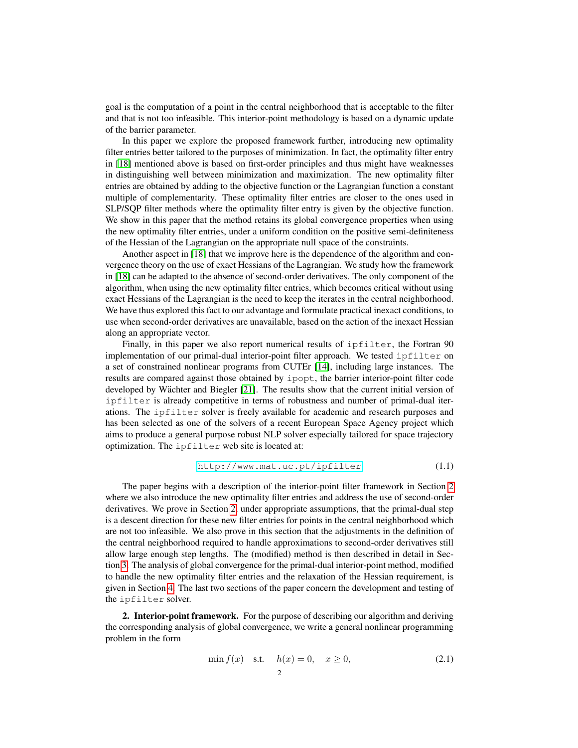goal is the computation of a point in the central neighborhood that is acceptable to the filter and that is not too infeasible. This interior-point methodology is based on a dynamic update of the barrier parameter.

In this paper we explore the proposed framework further, introducing new optimality filter entries better tailored to the purposes of minimization. In fact, the optimality filter entry in [18] mentioned above is based on first-order principles and thus might have weaknesses in distinguishing well between minimization and maximization. The new optimality filter entries are obtained by adding to the objective function or the Lagrangian function a constant multiple of complementarity. These optimality filter entries are closer to the ones used in SLP/SQP filter methods where the optimality filter entry is given by the objective function. We show in this paper that the method retains its global convergence properties when using the new optimality filter entries, under a uniform condition on the positive semi-definiteness of the Hessian of the Lagrangian on the appropriate null space of the constraints.

Another aspect in [18] that we improve here is the dependence of the algorithm and convergence theory on the use of exact Hessians of the Lagrangian. We study how the framework in [18] can be adapted to the absence of second-order derivatives. The only component of the algorithm, when using the new optimality filter entries, which becomes critical without using exact Hessians of the Lagrangian is the need to keep the iterates in the central neighborhood. We have thus explored this fact to our advantage and formulate practical inexact conditions, to use when second-order derivatives are unavailable, based on the action of the inexact Hessian along an appropriate vector.

Finally, in this paper we also report numerical results of `ipfilter`, the Fortran 90 implementation of our primal-dual interior-point filter approach. We tested `ipfilter` on a set of constrained nonlinear programs from CUTEr [14], including large instances. The results are compared against those obtained by `ipopt`, the barrier interior-point filter code developed by Wächter and Biegler [21]. The results show that the current initial version of `ipfilter` is already competitive in terms of robustness and number of primal-dual iterations. The `ipfilter` solver is freely available for academic and research purposes and has been selected as one of the solvers of a recent European Space Agency project which aims to produce a general purpose robust NLP solver especially tailored for space trajectory optimization. The `ipfilter` web site is located at:

$$\texttt{http://www.mat.uc.pt/ipfilter} \tag{1.1}$$

The paper begins with a description of the interior-point filter framework in Section 2 where we also introduce the new optimality filter entries and address the use of second-order derivatives. We prove in Section 2, under appropriate assumptions, that the primal-dual step is a descent direction for these new filter entries for points in the central neighborhood which are not too infeasible. We also prove in this section that the adjustments in the definition of the central neighborhood required to handle approximations to second-order derivatives still allow large enough step lengths. The (modified) method is then described in detail in Section 3. The analysis of global convergence for the primal-dual interior-point method, modified to handle the new optimality filter entries and the relaxation of the Hessian requirement, is given in Section 4. The last two sections of the paper concern the development and testing of the `ipfilter` solver.

**2. Interior-point framework.** For the purpose of describing our algorithm and deriving the corresponding analysis of global convergence, we write a general nonlinear programming problem in the form

$$\min f(x) \quad \text{s.t.} \quad h(x) = 0, \quad x \geq 0, \tag{2.1}$$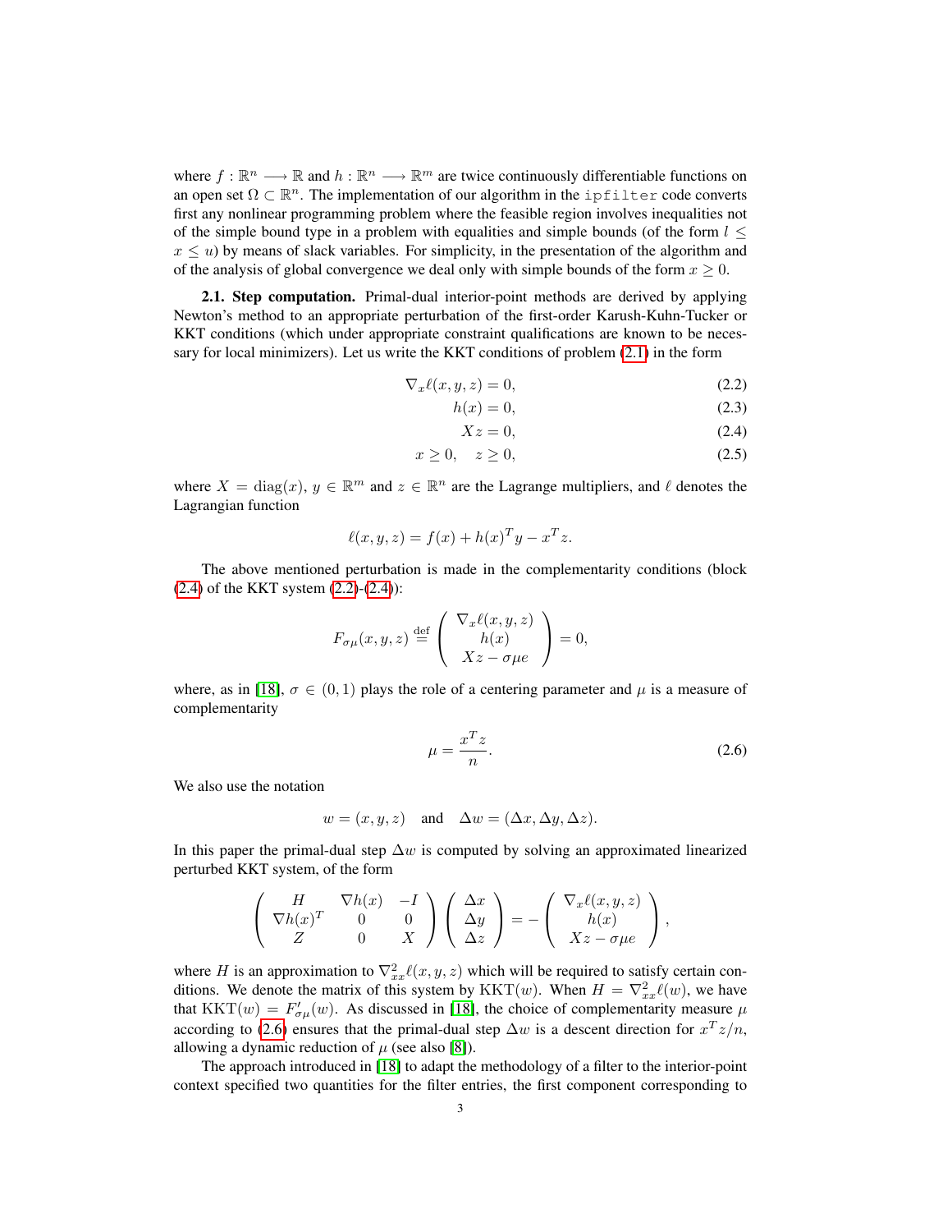where $f : \mathbb{R}^n \longrightarrow \mathbb{R}$ and $h : \mathbb{R}^n \longrightarrow \mathbb{R}^m$ are twice continuously differentiable functions on an open set $\Omega \subset \mathbb{R}^n$. The implementation of our algorithm in the `ipfilter` code converts first any nonlinear programming problem where the feasible region involves inequalities not of the simple bound type in a problem with equalities and simple bounds (of the form $l \leq x \leq u$) by means of slack variables. For simplicity, in the presentation of the algorithm and of the analysis of global convergence we deal only with simple bounds of the form $x \geq 0$.

**2.1. Step computation.** Primal-dual interior-point methods are derived by applying Newton's method to an appropriate perturbation of the first-order Karush-Kuhn-Tucker or KKT conditions (which under appropriate constraint qualifications are known to be necessary for local minimizers). Let us write the KKT conditions of problem (2.1) in the form

$$\nabla_x \ell(x, y, z) = 0, \tag{2.2}$$

$$h(x) = 0, \tag{2.3}$$

$$Xz = 0, \tag{2.4}$$

$$x \geq 0, \quad z \geq 0, \tag{2.5}$$

where $X = \mathrm{diag}(x)$, $y \in \mathbb{R}^m$ and $z \in \mathbb{R}^n$ are the Lagrange multipliers, and $\ell$ denotes the Lagrangian function

$$\ell(x, y, z) = f(x) + h(x)^T y - x^T z.$$

The above mentioned perturbation is made in the complementarity conditions (block (2.4) of the KKT system (2.2)-(2.4)):

$$F_{\sigma\mu}(x, y, z) \stackrel{\text{def}}{=} \begin{pmatrix} \nabla_x \ell(x, y, z) \\ h(x) \\ Xz - \sigma\mu e \end{pmatrix} = 0,$$

where, as in [18], $\sigma \in (0, 1)$ plays the role of a centering parameter and $\mu$ is a measure of complementarity

$$\mu = \frac{x^T z}{n}. \tag{2.6}$$

We also use the notation

$$w = (x, y, z) \quad \text{and} \quad \Delta w = (\Delta x, \Delta y, \Delta z).$$

In this paper the primal-dual step $\Delta w$ is computed by solving an approximated linearized perturbed KKT system, of the form

$$\begin{pmatrix} H & \nabla h(x) & -I \\ \nabla h(x)^T & 0 & 0 \\ Z & 0 & X \end{pmatrix} \begin{pmatrix} \Delta x \\ \Delta y \\ \Delta z \end{pmatrix} = - \begin{pmatrix} \nabla_x \ell(x, y, z) \\ h(x) \\ Xz - \sigma\mu e \end{pmatrix},$$

where $H$ is an approximation to $\nabla^2_{xx} \ell(x, y, z)$ which will be required to satisfy certain conditions. We denote the matrix of this system by $\mathrm{KKT}(w)$. When $H = \nabla^2_{xx} \ell(w)$, we have that $\mathrm{KKT}(w) = F'_{\sigma\mu}(w)$. As discussed in [18], the choice of complementarity measure $\mu$ according to (2.6) ensures that the primal-dual step $\Delta w$ is a descent direction for $x^T z / n$, allowing a dynamic reduction of $\mu$ (see also [8]).

The approach introduced in [18] to adapt the methodology of a filter to the interior-point context specified two quantities for the filter entries, the first component corresponding to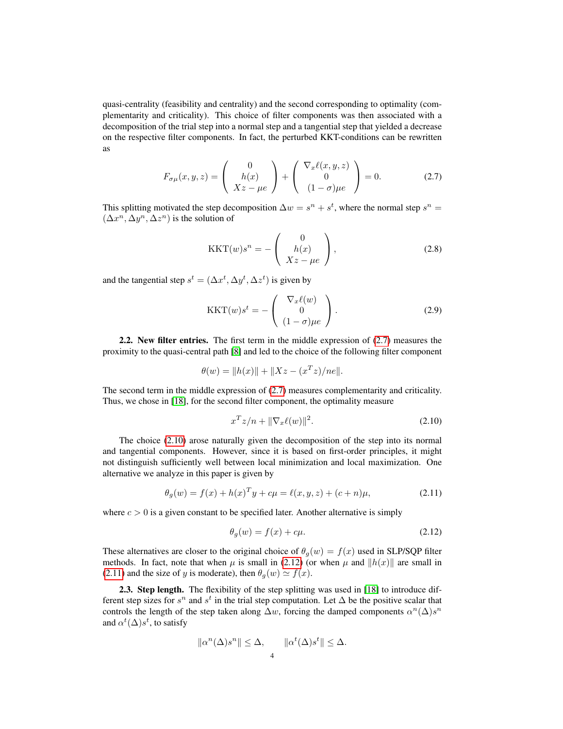quasi-centrality (feasibility and centrality) and the second corresponding to optimality (complementarity and criticality). This choice of filter components was then associated with a decomposition of the trial step into a normal step and a tangential step that yielded a decrease on the respective filter components. In fact, the perturbed KKT-conditions can be rewritten as

$$
F_{\sigma\mu}(x,y,z) = \begin{pmatrix} 0 \\ h(x) \\ Xz - \mu e \end{pmatrix} + \begin{pmatrix} \nabla_x \ell(x,y,z) \\ 0 \\ (1-\sigma)\mu e \end{pmatrix} = 0. \tag{2.7}
$$

This splitting motivated the step decomposition $\Delta w = s^n + s^t$, where the normal step $s^n = (\Delta x^n, \Delta y^n, \Delta z^n)$ is the solution of

$$
\mathrm{KKT}(w) s^n = - \begin{pmatrix} 0 \\ h(x) \\ Xz - \mu e \end{pmatrix}, \tag{2.8}
$$

and the tangential step $s^t = (\Delta x^t, \Delta y^t, \Delta z^t)$ is given by

$$
\mathrm{KKT}(w) s^t = - \begin{pmatrix} \nabla_x \ell(w) \\ 0 \\ (1-\sigma)\mu e \end{pmatrix}. \tag{2.9}
$$

**2.2. New filter entries.** The first term in the middle expression of (2.7) measures the proximity to the quasi-central path [8] and led to the choice of the following filter component

$$
\theta(w) = \|h(x)\| + \|Xz - (x^T z)/ne\|.
$$

The second term in the middle expression of (2.7) measures complementarity and criticality. Thus, we chose in [18], for the second filter component, the optimality measure

$$
x^T z/n + \|\nabla_x \ell(w)\|^2. \tag{2.10}
$$

The choice (2.10) arose naturally given the decomposition of the step into its normal and tangential components. However, since it is based on first-order principles, it might not distinguish sufficiently well between local minimization and local maximization. One alternative we analyze in this paper is given by

$$
\theta_g(w) = f(x) + h(x)^T y + c\mu = \ell(x,y,z) + (c+n)\mu, \tag{2.11}
$$

where $c > 0$ is a given constant to be specified later. Another alternative is simply

$$
\theta_g(w) = f(x) + c\mu. \tag{2.12}
$$

These alternatives are closer to the original choice of $\theta_g(w) = f(x)$ used in SLP/SQP filter methods. In fact, note that when $\mu$ is small in (2.12) (or when $\mu$ and $\|h(x)\|$ are small in (2.11) and the size of $y$ is moderate), then $\theta_g(w) \simeq f(x)$.

**2.3. Step length.** The flexibility of the step splitting was used in [18] to introduce different step sizes for $s^n$ and $s^t$ in the trial step computation. Let $\Delta$ be the positive scalar that controls the length of the step taken along $\Delta w$, forcing the damped components $\alpha^n(\Delta)s^n$ and $\alpha^t(\Delta)s^t$, to satisfy

$$
\|\alpha^n(\Delta)s^n\| \le \Delta, \qquad \|\alpha^t(\Delta)s^t\| \le \Delta.
$$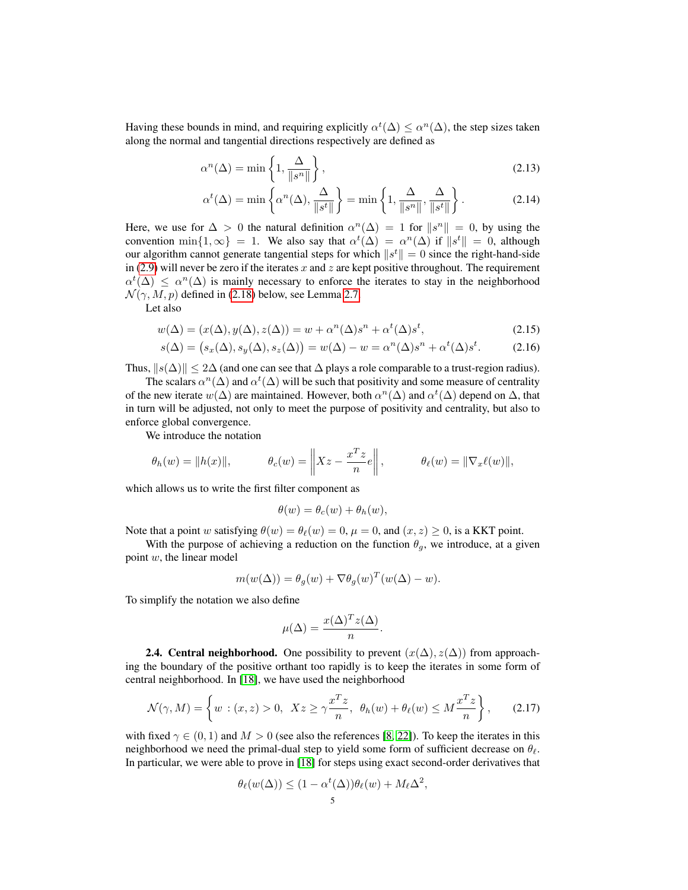Having these bounds in mind, and requiring explicitly $\alpha^t(\Delta) \leq \alpha^n(\Delta)$, the step sizes taken along the normal and tangential directions respectively are defined as

$$\alpha^n(\Delta) = \min\left\{1, \frac{\Delta}{\|s^n\|}\right\}, \tag{2.13}$$

$$\alpha^t(\Delta) = \min\left\{\alpha^n(\Delta), \frac{\Delta}{\|s^t\|}\right\} = \min\left\{1, \frac{\Delta}{\|s^n\|}, \frac{\Delta}{\|s^t\|}\right\}. \tag{2.14}$$

Here, we use for $\Delta > 0$ the natural definition $\alpha^n(\Delta) = 1$ for $\|s^n\| = 0$, by using the convention $\min\{1, \infty\} = 1$. We also say that $\alpha^t(\Delta) = \alpha^n(\Delta)$ if $\|s^t\| = 0$, although our algorithm cannot generate tangential steps for which $\|s^t\| = 0$ since the right-hand-side in (2.9) will never be zero if the iterates $x$ and $z$ are kept positive throughout. The requirement $\alpha^t(\Delta) \leq \alpha^n(\Delta)$ is mainly necessary to enforce the iterates to stay in the neighborhood $\mathcal{N}(\gamma, M, p)$ defined in (2.18) below, see Lemma 2.7.

Let also

$$w(\Delta) = (x(\Delta), y(\Delta), z(\Delta)) = w + \alpha^n(\Delta)s^n + \alpha^t(\Delta)s^t, \tag{2.15}$$

$$s(\Delta) = \left(s_x(\Delta), s_y(\Delta), s_z(\Delta)\right) = w(\Delta) - w = \alpha^n(\Delta)s^n + \alpha^t(\Delta)s^t. \tag{2.16}$$

Thus, $\|s(\Delta)\| \leq 2\Delta$ (and one can see that $\Delta$ plays a role comparable to a trust-region radius).

The scalars $\alpha^n(\Delta)$ and $\alpha^t(\Delta)$ will be such that positivity and some measure of centrality of the new iterate $w(\Delta)$ are maintained. However, both $\alpha^n(\Delta)$ and $\alpha^t(\Delta)$ depend on $\Delta$, that in turn will be adjusted, not only to meet the purpose of positivity and centrality, but also to enforce global convergence.

We introduce the notation

$$\theta_h(w) = \|h(x)\|, \qquad \theta_c(w) = \left\|Xz - \frac{x^T z}{n}e\right\|, \qquad \theta_\ell(w) = \|\nabla_x \ell(w)\|,$$

which allows us to write the first filter component as

$$\theta(w) = \theta_c(w) + \theta_h(w),$$

Note that a point $w$ satisfying $\theta(w) = \theta_\ell(w) = 0$, $\mu = 0$, and $(x, z) \geq 0$, is a KKT point.

With the purpose of achieving a reduction on the function $\theta_g$, we introduce, at a given point $w$, the linear model

$$m(w(\Delta)) = \theta_g(w) + \nabla\theta_g(w)^T(w(\Delta) - w).$$

To simplify the notation we also define

$$\mu(\Delta) = \frac{x(\Delta)^T z(\Delta)}{n}.$$

**2.4. Central neighborhood.** One possibility to prevent $(x(\Delta), z(\Delta))$ from approaching the boundary of the positive orthant too rapidly is to keep the iterates in some form of central neighborhood. In [18], we have used the neighborhood

$$\mathcal{N}(\gamma, M) = \left\{w \,:\, (x, z) > 0,\;\; Xz \geq \gamma\frac{x^T z}{n},\;\; \theta_h(w) + \theta_\ell(w) \leq M\frac{x^T z}{n}\right\}, \tag{2.17}$$

with fixed $\gamma \in (0, 1)$ and $M > 0$ (see also the references [8, 22]). To keep the iterates in this neighborhood we need the primal-dual step to yield some form of sufficient decrease on $\theta_\ell$. In particular, we were able to prove in [18] for steps using exact second-order derivatives that

$$\theta_\ell(w(\Delta)) \leq (1 - \alpha^t(\Delta))\theta_\ell(w) + M_\ell\Delta^2,$$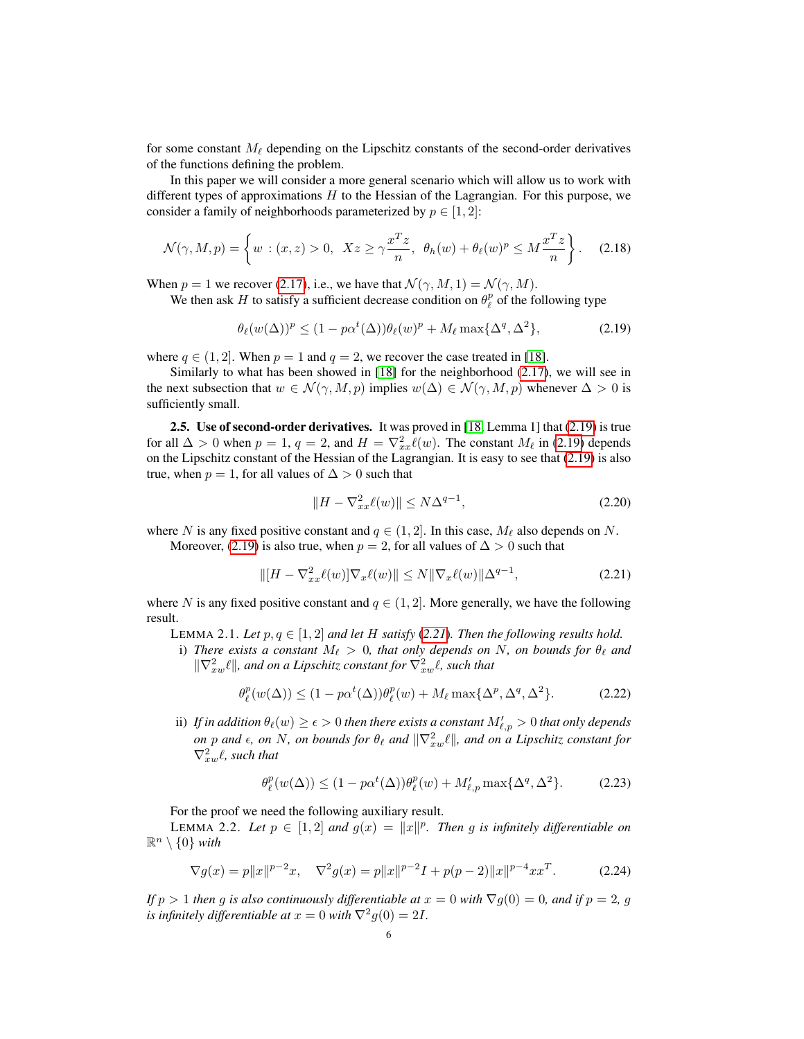for some constant $M_\ell$ depending on the Lipschitz constants of the second-order derivatives of the functions defining the problem.

In this paper we will consider a more general scenario which will allow us to work with different types of approximations $H$ to the Hessian of the Lagrangian. For this purpose, we consider a family of neighborhoods parameterized by $p \in [1, 2]$:

$$\mathcal{N}(\gamma, M, p) = \left\{ w \,:\, (x, z) > 0, \;\; Xz \geq \gamma \frac{x^T z}{n}, \;\; \theta_h(w) + \theta_\ell(w)^p \leq M \frac{x^T z}{n} \right\}. \quad (2.18)$$

When $p = 1$ we recover (2.17), i.e., we have that $\mathcal{N}(\gamma, M, 1) = \mathcal{N}(\gamma, M)$.

We then ask $H$ to satisfy a sufficient decrease condition on $\theta_\ell^p$ of the following type

$$\theta_\ell(w(\Delta))^p \leq (1 - p\alpha^t(\Delta))\theta_\ell(w)^p + M_\ell \max\{\Delta^q, \Delta^2\}, \quad (2.19)$$

where $q \in (1, 2]$. When $p = 1$ and $q = 2$, we recover the case treated in [18].

Similarly to what has been showed in [18] for the neighborhood (2.17), we will see in the next subsection that $w \in \mathcal{N}(\gamma, M, p)$ implies $w(\Delta) \in \mathcal{N}(\gamma, M, p)$ whenever $\Delta > 0$ is sufficiently small.

**2.5. Use of second-order derivatives.** It was proved in [18, Lemma 1] that (2.19) is true for all $\Delta > 0$ when $p = 1$, $q = 2$, and $H = \nabla^2_{xx}\ell(w)$. The constant $M_\ell$ in (2.19) depends on the Lipschitz constant of the Hessian of the Lagrangian. It is easy to see that (2.19) is also true, when $p = 1$, for all values of $\Delta > 0$ such that

$$\|H - \nabla^2_{xx}\ell(w)\| \leq N\Delta^{q-1}, \quad (2.20)$$

where $N$ is any fixed positive constant and $q \in (1, 2]$. In this case, $M_\ell$ also depends on $N$.

Moreover, (2.19) is also true, when $p = 2$, for all values of $\Delta > 0$ such that

$$\|[H - \nabla^2_{xx}\ell(w)]\nabla_x \ell(w)\| \leq N\|\nabla_x \ell(w)\|\Delta^{q-1}, \quad (2.21)$$

where $N$ is any fixed positive constant and $q \in (1, 2]$. More generally, we have the following result.

LEMMA 2.1. *Let $p, q \in [1, 2]$ and let $H$ satisfy (2.21). Then the following results hold.*

i) *There exists a constant $M_\ell > 0$, that only depends on $N$, on bounds for $\theta_\ell$ and $\|\nabla^2_{xw}\ell\|$, and on a Lipschitz constant for $\nabla^2_{xw}\ell$, such that*

$$\theta_\ell^p(w(\Delta)) \leq (1 - p\alpha^t(\Delta))\theta_\ell^p(w) + M_\ell \max\{\Delta^p, \Delta^q, \Delta^2\}. \quad (2.22)$$

ii) *If in addition $\theta_\ell(w) \geq \epsilon > 0$ then there exists a constant $M'_{\ell,p} > 0$ that only depends on $p$ and $\epsilon$, on $N$, on bounds for $\theta_\ell$ and $\|\nabla^2_{xw}\ell\|$, and on a Lipschitz constant for $\nabla^2_{xw}\ell$, such that*

$$\theta_\ell^p(w(\Delta)) \leq (1 - p\alpha^t(\Delta))\theta_\ell^p(w) + M'_{\ell,p} \max\{\Delta^q, \Delta^2\}. \quad (2.23)$$

For the proof we need the following auxiliary result.

LEMMA 2.2. *Let $p \in [1, 2]$ and $g(x) = \|x\|^p$. Then $g$ is infinitely differentiable on $\mathbb{R}^n \setminus \{0\}$ with*

$$\nabla g(x) = p\|x\|^{p-2}x, \quad \nabla^2 g(x) = p\|x\|^{p-2}I + p(p-2)\|x\|^{p-4}xx^T. \quad (2.24)$$

*If $p > 1$ then $g$ is also continuously differentiable at $x = 0$ with $\nabla g(0) = 0$, and if $p = 2$, $g$ is infinitely differentiable at $x = 0$ with $\nabla^2 g(0) = 2I$.*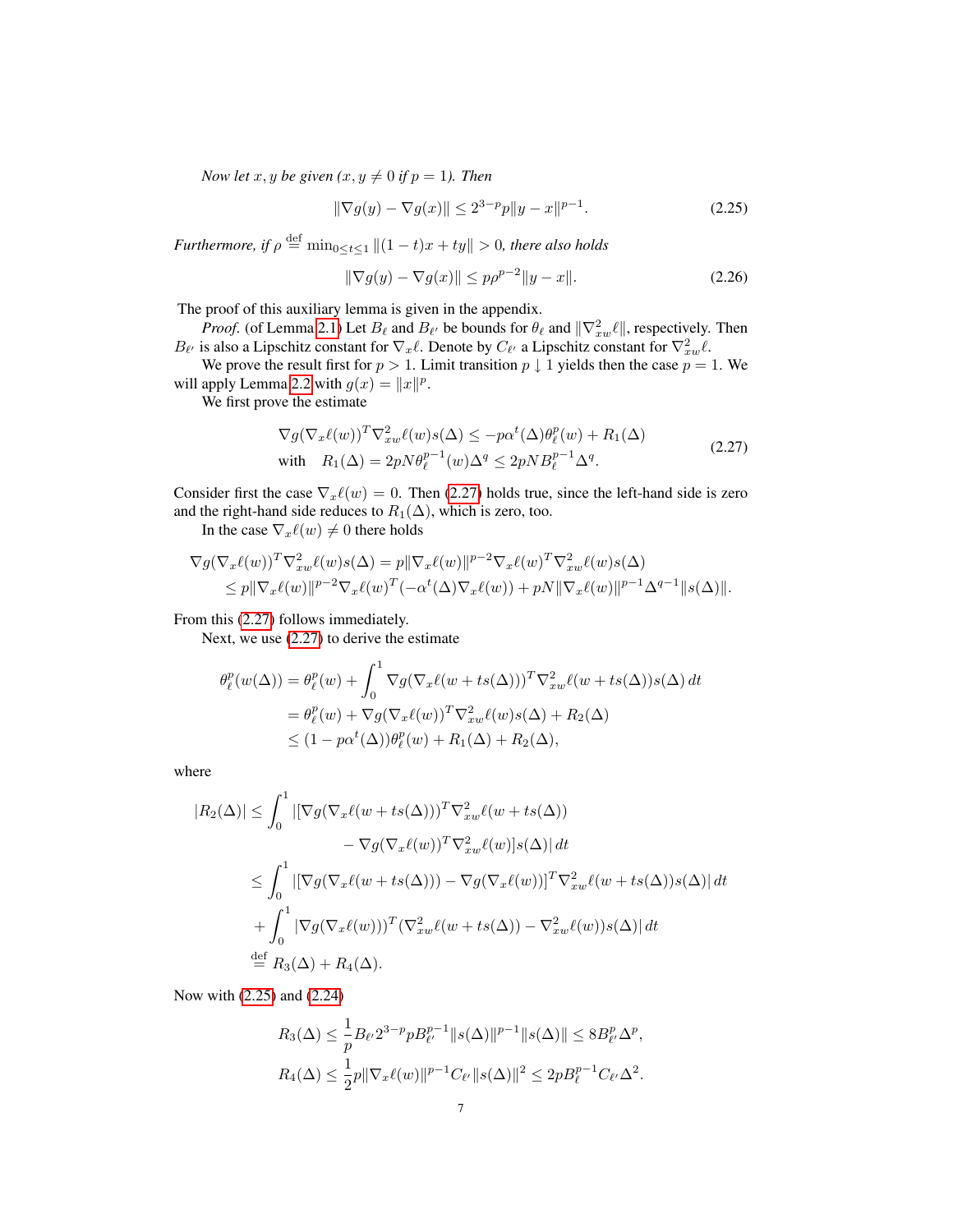*Now let $x, y$ be given ($x, y \neq 0$ if $p = 1$). Then*

$$\|\nabla g(y) - \nabla g(x)\| \leq 2^{3-p} p \|y - x\|^{p-1}. \tag{2.25}$$

*Furthermore, if* $\rho \stackrel{\text{def}}{=} \min_{0 \leq t \leq 1} \|(1-t)x + ty\| > 0$, *there also holds*

$$\|\nabla g(y) - \nabla g(x)\| \leq p \rho^{p-2} \|y - x\|. \tag{2.26}$$

The proof of this auxiliary lemma is given in the appendix.

*Proof.* (of Lemma 2.1) Let $B_\ell$ and $B_{\ell'}$ be bounds for $\theta_\ell$ and $\|\nabla^2_{xw}\ell\|$, respectively. Then $B_{\ell'}$ is also a Lipschitz constant for $\nabla_x \ell$. Denote by $C_{\ell'}$ a Lipschitz constant for $\nabla^2_{xw}\ell$.

We prove the result first for $p > 1$. Limit transition $p \downarrow 1$ yields then the case $p = 1$. We will apply Lemma 2.2 with $g(x) = \|x\|^p$.

We first prove the estimate

$$\begin{aligned}
&\nabla g(\nabla_x \ell(w))^T \nabla^2_{xw} \ell(w) s(\Delta) \leq -p\alpha^t(\Delta) \theta^p_\ell(w) + R_1(\Delta) \\
&\text{with} \quad R_1(\Delta) = 2pN\theta^{p-1}_\ell(w)\Delta^q \leq 2pNB^{p-1}_\ell \Delta^q.
\end{aligned} \tag{2.27}$$

Consider first the case $\nabla_x \ell(w) = 0$. Then (2.27) holds true, since the left-hand side is zero and the right-hand side reduces to $R_1(\Delta)$, which is zero, too.

In the case $\nabla_x \ell(w) \neq 0$ there holds

$$\begin{aligned}
\nabla g(\nabla_x \ell(w))^T \nabla^2_{xw} \ell(w) s(\Delta) &= p\|\nabla_x \ell(w)\|^{p-2} \nabla_x \ell(w)^T \nabla^2_{xw} \ell(w) s(\Delta) \\
&\leq p\|\nabla_x \ell(w)\|^{p-2} \nabla_x \ell(w)^T (-\alpha^t(\Delta) \nabla_x \ell(w)) + pN\|\nabla_x \ell(w)\|^{p-1} \Delta^{q-1} \|s(\Delta)\|.
\end{aligned}$$

From this (2.27) follows immediately.

Next, we use (2.27) to derive the estimate

$$\begin{aligned}
\theta^p_\ell(w(\Delta)) &= \theta^p_\ell(w) + \int_0^1 \nabla g(\nabla_x \ell(w + ts(\Delta)))^T \nabla^2_{xw} \ell(w + ts(\Delta)) s(\Delta)\, dt \\
&= \theta^p_\ell(w) + \nabla g(\nabla_x \ell(w))^T \nabla^2_{xw} \ell(w) s(\Delta) + R_2(\Delta) \\
&\leq (1 - p\alpha^t(\Delta)) \theta^p_\ell(w) + R_1(\Delta) + R_2(\Delta),
\end{aligned}$$

where

$$\begin{aligned}
|R_2(\Delta)| &\leq \int_0^1 |[\nabla g(\nabla_x \ell(w + ts(\Delta)))^T \nabla^2_{xw} \ell(w + ts(\Delta)) \\
&\qquad\qquad - \nabla g(\nabla_x \ell(w))^T \nabla^2_{xw} \ell(w)] s(\Delta)|\, dt \\
&\leq \int_0^1 |[\nabla g(\nabla_x \ell(w + ts(\Delta))) - \nabla g(\nabla_x \ell(w))]^T \nabla^2_{xw} \ell(w + ts(\Delta)) s(\Delta)|\, dt \\
&\quad + \int_0^1 |\nabla g(\nabla_x \ell(w))^T (\nabla^2_{xw} \ell(w + ts(\Delta)) - \nabla^2_{xw} \ell(w)) s(\Delta)|\, dt \\
&\stackrel{\text{def}}{=} R_3(\Delta) + R_4(\Delta).
\end{aligned}$$

Now with (2.25) and (2.24)

$$\begin{aligned}
R_3(\Delta) &\leq \frac{1}{p} B_{\ell'} 2^{3-p} p B^{p-1}_{\ell'} \|s(\Delta)\|^{p-1} \|s(\Delta)\| \leq 8 B^p_{\ell'} \Delta^p, \\
R_4(\Delta) &\leq \frac{1}{2} p \|\nabla_x \ell(w)\|^{p-1} C_{\ell'} \|s(\Delta)\|^2 \leq 2pB^{p-1}_\ell C_{\ell'} \Delta^2.
\end{aligned}$$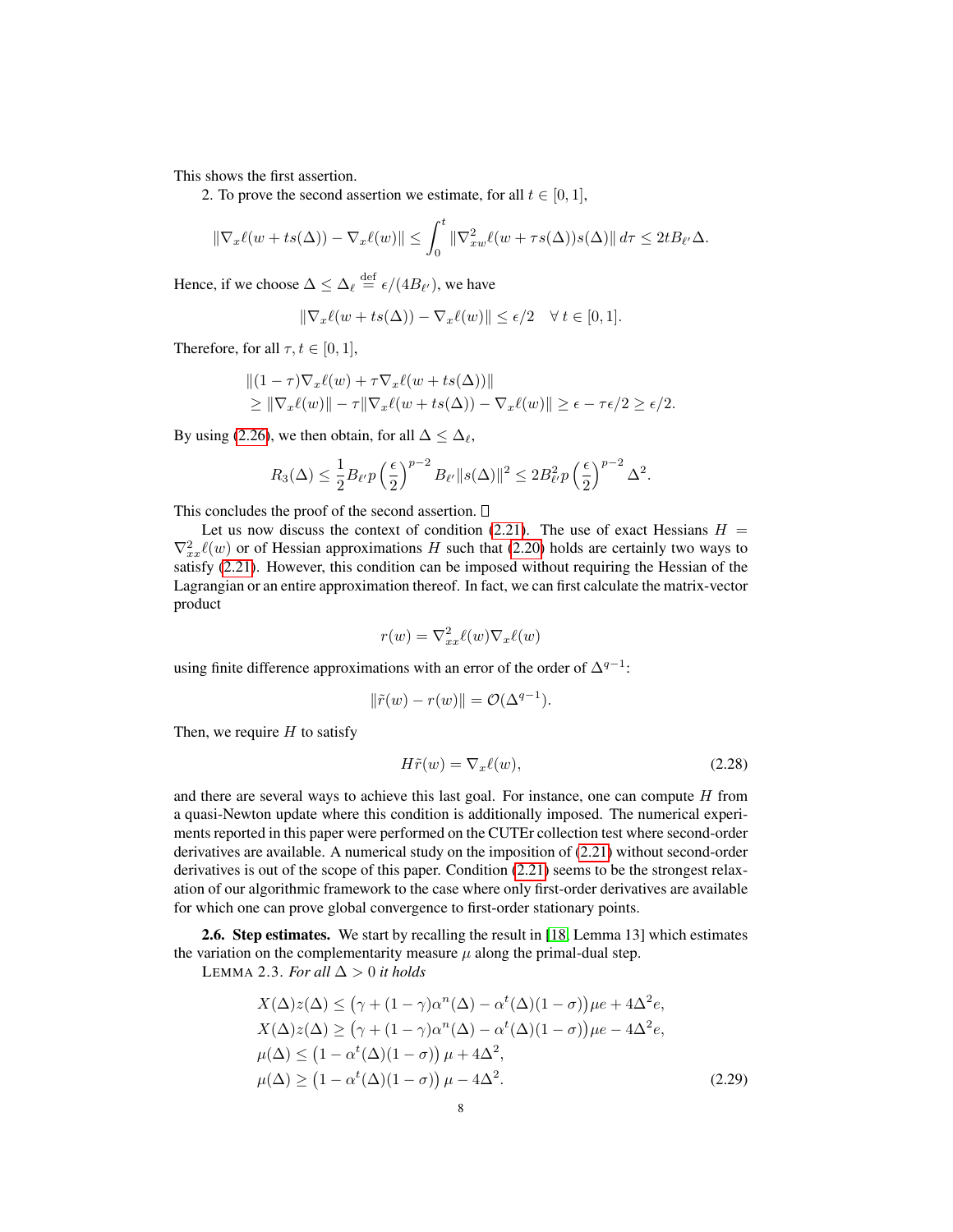This shows the first assertion.

2. To prove the second assertion we estimate, for all $t \in [0, 1]$,

$$\|\nabla_x \ell(w + ts(\Delta)) - \nabla_x \ell(w)\| \le \int_0^t \|\nabla^2_{xw}\ell(w + \tau s(\Delta))s(\Delta)\| \, d\tau \le 2tB_{\ell'}\Delta.$$

Hence, if we choose $\Delta \le \Delta_\ell \stackrel{\text{def}}{=} \epsilon/(4B_{\ell'})$, we have

$$\|\nabla_x \ell(w + ts(\Delta)) - \nabla_x \ell(w)\| \le \epsilon/2 \quad \forall\, t \in [0, 1].$$

Therefore, for all $\tau, t \in [0, 1]$,

$$\begin{aligned}
&\|(1-\tau)\nabla_x \ell(w) + \tau \nabla_x \ell(w + ts(\Delta))\| \\
&\ge \|\nabla_x \ell(w)\| - \tau \|\nabla_x \ell(w + ts(\Delta)) - \nabla_x \ell(w)\| \ge \epsilon - \tau\epsilon/2 \ge \epsilon/2.
\end{aligned}$$

By using (2.26), we then obtain, for all $\Delta \le \Delta_\ell$,

$$R_3(\Delta) \le \frac{1}{2} B_{\ell'} p \left(\frac{\epsilon}{2}\right)^{p-2} B_{\ell'} \|s(\Delta)\|^2 \le 2B_{\ell'}^2 p \left(\frac{\epsilon}{2}\right)^{p-2} \Delta^2.$$

This concludes the proof of the second assertion. □

Let us now discuss the context of condition (2.21). The use of exact Hessians $H = \nabla^2_{xx}\ell(w)$ or of Hessian approximations $H$ such that (2.20) holds are certainly two ways to satisfy (2.21). However, this condition can be imposed without requiring the Hessian of the Lagrangian or an entire approximation thereof. In fact, we can first calculate the matrix-vector product

$$r(w) = \nabla^2_{xx}\ell(w)\nabla_x \ell(w)$$

using finite difference approximations with an error of the order of $\Delta^{q-1}$:

$$\|\tilde{r}(w) - r(w)\| = \mathcal{O}(\Delta^{q-1}).$$

Then, we require $H$ to satisfy

$$H\tilde{r}(w) = \nabla_x \ell(w), \tag{2.28}$$

and there are several ways to achieve this last goal. For instance, one can compute $H$ from a quasi-Newton update where this condition is additionally imposed. The numerical experiments reported in this paper were performed on the CUTEr collection test where second-order derivatives are available. A numerical study on the imposition of (2.21) without second-order derivatives is out of the scope of this paper. Condition (2.21) seems to be the strongest relaxation of our algorithmic framework to the case where only first-order derivatives are available for which one can prove global convergence to first-order stationary points.

**2.6. Step estimates.** We start by recalling the result in [18, Lemma 13] which estimates the variation on the complementarity measure $\mu$ along the primal-dual step.

LEMMA 2.3. *For all $\Delta > 0$ it holds*

$$\begin{aligned}
X(\Delta)z(\Delta) &\le \big(\gamma + (1-\gamma)\alpha^n(\Delta) - \alpha^t(\Delta)(1-\sigma)\big)\mu e + 4\Delta^2 e, \\
X(\Delta)z(\Delta) &\ge \big(\gamma + (1-\gamma)\alpha^n(\Delta) - \alpha^t(\Delta)(1-\sigma)\big)\mu e - 4\Delta^2 e, \\
\mu(\Delta) &\le \big(1 - \alpha^t(\Delta)(1-\sigma)\big)\,\mu + 4\Delta^2, \\
\mu(\Delta) &\ge \big(1 - \alpha^t(\Delta)(1-\sigma)\big)\,\mu - 4\Delta^2.
\end{aligned} \tag{2.29}$$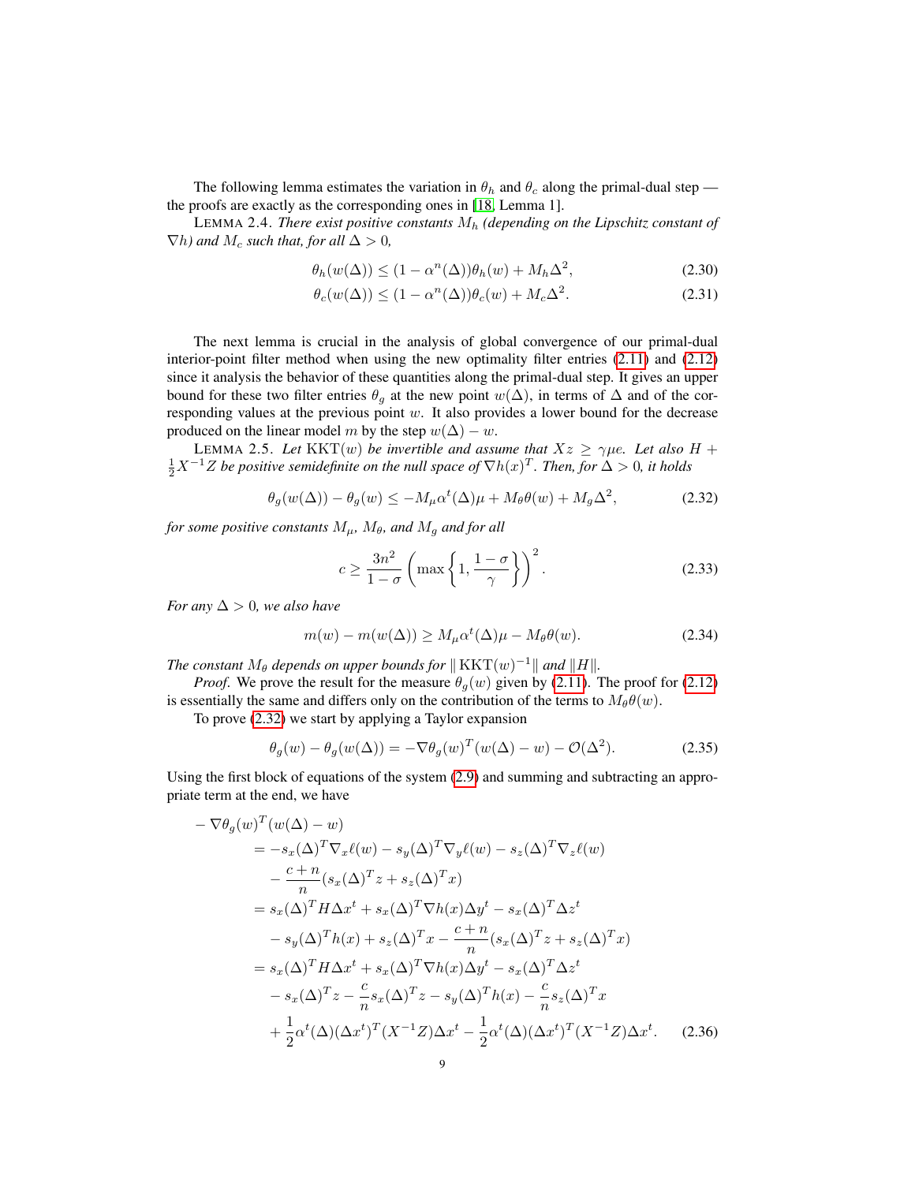The following lemma estimates the variation in $\theta_h$ and $\theta_c$ along the primal-dual step — the proofs are exactly as the corresponding ones in [18, Lemma 1].

LEMMA 2.4. *There exist positive constants $M_h$ (depending on the Lipschitz constant of $\nabla h$) and $M_c$ such that, for all $\Delta > 0$,*

$$\theta_h(w(\Delta)) \leq (1 - \alpha^n(\Delta))\theta_h(w) + M_h\Delta^2, \tag{2.30}$$

$$\theta_c(w(\Delta)) \leq (1 - \alpha^n(\Delta))\theta_c(w) + M_c\Delta^2. \tag{2.31}$$

The next lemma is crucial in the analysis of global convergence of our primal-dual interior-point filter method when using the new optimality filter entries (2.11) and (2.12) since it analysis the behavior of these quantities along the primal-dual step. It gives an upper bound for these two filter entries $\theta_g$ at the new point $w(\Delta)$, in terms of $\Delta$ and of the corresponding values at the previous point $w$. It also provides a lower bound for the decrease produced on the linear model $m$ by the step $w(\Delta) - w$.

LEMMA 2.5. *Let $\mathrm{KKT}(w)$ be invertible and assume that $Xz \geq \gamma\mu e$. Let also $H + \frac{1}{2}X^{-1}Z$ be positive semidefinite on the null space of $\nabla h(x)^T$. Then, for $\Delta > 0$, it holds*

$$\theta_g(w(\Delta)) - \theta_g(w) \leq -M_\mu\alpha^t(\Delta)\mu + M_\theta\theta(w) + M_g\Delta^2, \tag{2.32}$$

*for some positive constants $M_\mu$, $M_\theta$, and $M_g$ and for all*

$$c \geq \frac{3n^2}{1-\sigma}\left(\max\left\{1, \frac{1-\sigma}{\gamma}\right\}\right)^2. \tag{2.33}$$

*For any $\Delta > 0$, we also have*

$$m(w) - m(w(\Delta)) \geq M_\mu\alpha^t(\Delta)\mu - M_\theta\theta(w). \tag{2.34}$$

*The constant $M_\theta$ depends on upper bounds for $\|\mathrm{KKT}(w)^{-1}\|$ and $\|H\|$.*

*Proof.* We prove the result for the measure $\theta_g(w)$ given by (2.11). The proof for (2.12) is essentially the same and differs only on the contribution of the terms to $M_\theta\theta(w)$.

To prove (2.32) we start by applying a Taylor expansion

$$\theta_g(w) - \theta_g(w(\Delta)) = -\nabla\theta_g(w)^T(w(\Delta) - w) - \mathcal{O}(\Delta^2). \tag{2.35}$$

Using the first block of equations of the system (2.9) and summing and subtracting an appropriate term at the end, we have

$$\begin{aligned}
-\nabla&\theta_g(w)^T(w(\Delta) - w) \\
&= -s_x(\Delta)^T\nabla_x\ell(w) - s_y(\Delta)^T\nabla_y\ell(w) - s_z(\Delta)^T\nabla_z\ell(w) \\
&\quad - \frac{c+n}{n}(s_x(\Delta)^Tz + s_z(\Delta)^Tx) \\
&= s_x(\Delta)^TH\Delta x^t + s_x(\Delta)^T\nabla h(x)\Delta y^t - s_x(\Delta)^T\Delta z^t \\
&\quad - s_y(\Delta)^Th(x) + s_z(\Delta)^Tx - \frac{c+n}{n}(s_x(\Delta)^Tz + s_z(\Delta)^Tx) \\
&= s_x(\Delta)^TH\Delta x^t + s_x(\Delta)^T\nabla h(x)\Delta y^t - s_x(\Delta)^T\Delta z^t \\
&\quad - s_x(\Delta)^Tz - \frac{c}{n}s_x(\Delta)^Tz - s_y(\Delta)^Th(x) - \frac{c}{n}s_z(\Delta)^Tx \\
&\quad + \frac{1}{2}\alpha^t(\Delta)(\Delta x^t)^T(X^{-1}Z)\Delta x^t - \frac{1}{2}\alpha^t(\Delta)(\Delta x^t)^T(X^{-1}Z)\Delta x^t.
\end{aligned} \tag{2.36}$$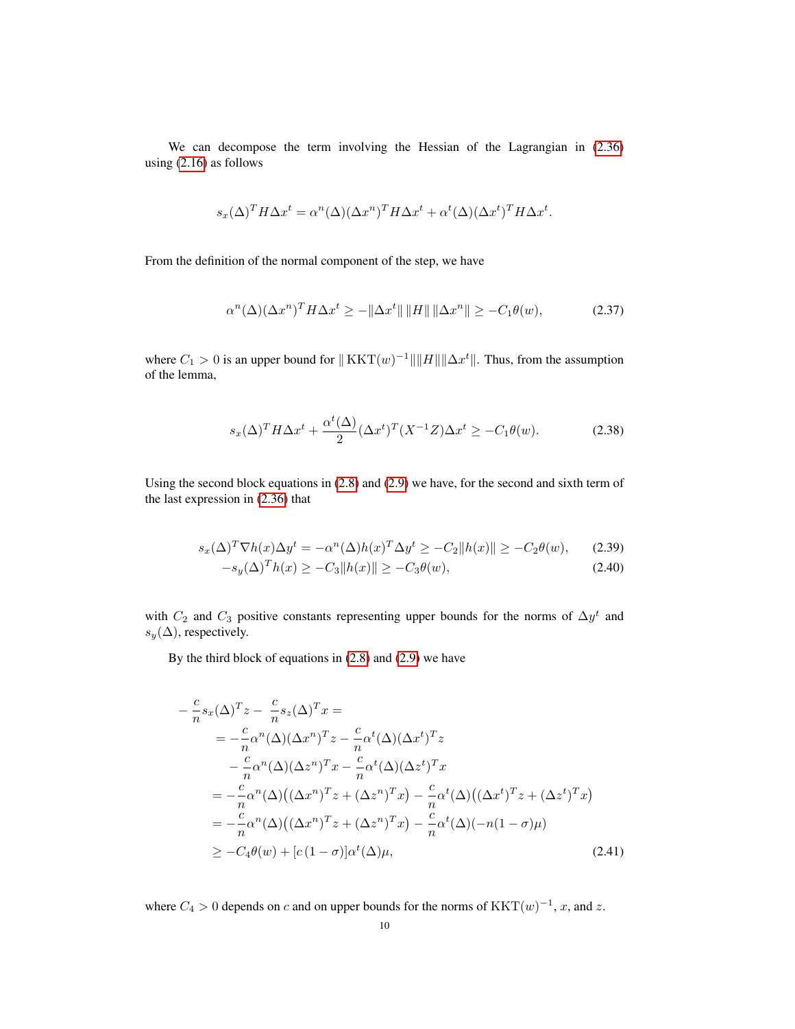We can decompose the term involving the Hessian of the Lagrangian in (2.36) using (2.16) as follows

$$s_x(\Delta)^T H \Delta x^t = \alpha^n(\Delta)(\Delta x^n)^T H \Delta x^t + \alpha^t(\Delta)(\Delta x^t)^T H \Delta x^t.$$

From the definition of the normal component of the step, we have

$$\alpha^n(\Delta)(\Delta x^n)^T H \Delta x^t \geq -\|\Delta x^t\| \, \|H\| \, \|\Delta x^n\| \geq -C_1 \theta(w), \tag{2.37}$$

where $C_1 > 0$ is an upper bound for $\| \operatorname{KKT}(w)^{-1} \| \|H\| \|\Delta x^t\|$. Thus, from the assumption of the lemma,

$$s_x(\Delta)^T H \Delta x^t + \frac{\alpha^t(\Delta)}{2} (\Delta x^t)^T (X^{-1} Z) \Delta x^t \geq -C_1 \theta(w). \tag{2.38}$$

Using the second block equations in (2.8) and (2.9) we have, for the second and sixth term of the last expression in (2.36) that

$$s_x(\Delta)^T \nabla h(x) \Delta y^t = -\alpha^n(\Delta) h(x)^T \Delta y^t \geq -C_2 \|h(x)\| \geq -C_2 \theta(w), \tag{2.39}$$

$$-s_y(\Delta)^T h(x) \geq -C_3 \|h(x)\| \geq -C_3 \theta(w), \tag{2.40}$$

with $C_2$ and $C_3$ positive constants representing upper bounds for the norms of $\Delta y^t$ and $s_y(\Delta)$, respectively.

By the third block of equations in (2.8) and (2.9) we have

$$\begin{aligned}
-\frac{c}{n} s_x(\Delta)^T z - \frac{c}{n} s_z(\Delta)^T x &= \\
&= -\frac{c}{n} \alpha^n(\Delta)(\Delta x^n)^T z - \frac{c}{n} \alpha^t(\Delta)(\Delta x^t)^T z \\
&\quad - \frac{c}{n} \alpha^n(\Delta)(\Delta z^n)^T x - \frac{c}{n} \alpha^t(\Delta)(\Delta z^t)^T x \\
&= -\frac{c}{n} \alpha^n(\Delta)\big((\Delta x^n)^T z + (\Delta z^n)^T x\big) - \frac{c}{n} \alpha^t(\Delta)\big((\Delta x^t)^T z + (\Delta z^t)^T x\big) \\
&= -\frac{c}{n} \alpha^n(\Delta)\big((\Delta x^n)^T z + (\Delta z^n)^T x\big) - \frac{c}{n} \alpha^t(\Delta)(-n(1-\sigma)\mu) \\
&\geq -C_4 \theta(w) + [c\,(1-\sigma)] \alpha^t(\Delta) \mu,
\end{aligned} \tag{2.41}$$

where $C_4 > 0$ depends on $c$ and on upper bounds for the norms of $\operatorname{KKT}(w)^{-1}$, $x$, and $z$.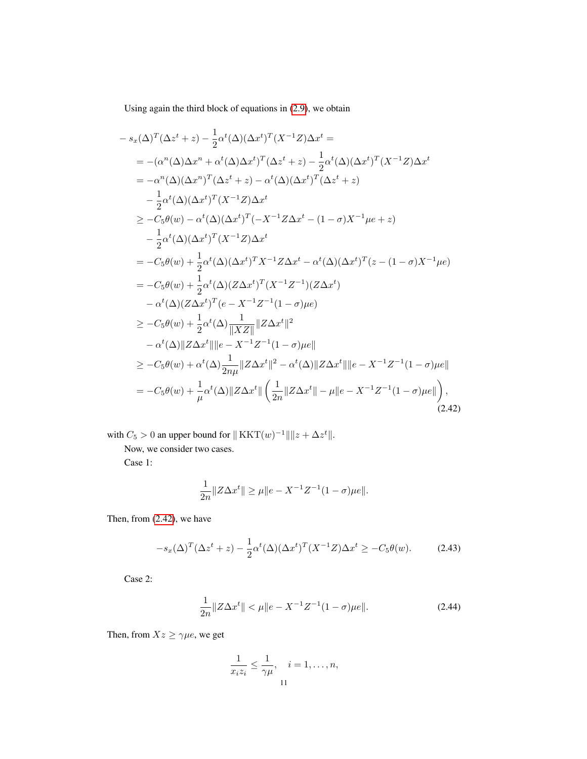Using again the third block of equations in (2.9), we obtain

$$
\begin{aligned}
&- s_x(\Delta)^T(\Delta z^t + z) - \frac{1}{2}\alpha^t(\Delta)(\Delta x^t)^T(X^{-1}Z)\Delta x^t = \\
&= -(\alpha^n(\Delta)\Delta x^n + \alpha^t(\Delta)\Delta x^t)^T(\Delta z^t + z) - \frac{1}{2}\alpha^t(\Delta)(\Delta x^t)^T(X^{-1}Z)\Delta x^t \\
&= -\alpha^n(\Delta)(\Delta x^n)^T(\Delta z^t + z) - \alpha^t(\Delta)(\Delta x^t)^T(\Delta z^t + z) \\
&\quad - \frac{1}{2}\alpha^t(\Delta)(\Delta x^t)^T(X^{-1}Z)\Delta x^t \\
&\geq -C_5\theta(w) - \alpha^t(\Delta)(\Delta x^t)^T(-X^{-1}Z\Delta x^t - (1-\sigma)X^{-1}\mu e + z) \\
&\quad - \frac{1}{2}\alpha^t(\Delta)(\Delta x^t)^T(X^{-1}Z)\Delta x^t \\
&= -C_5\theta(w) + \frac{1}{2}\alpha^t(\Delta)(\Delta x^t)^T X^{-1}Z\Delta x^t - \alpha^t(\Delta)(\Delta x^t)^T(z - (1-\sigma)X^{-1}\mu e) \\
&= -C_5\theta(w) + \frac{1}{2}\alpha^t(\Delta)(Z\Delta x^t)^T(X^{-1}Z^{-1})(Z\Delta x^t) \\
&\quad - \alpha^t(\Delta)(Z\Delta x^t)^T(e - X^{-1}Z^{-1}(1-\sigma)\mu e) \\
&\geq -C_5\theta(w) + \frac{1}{2}\alpha^t(\Delta)\frac{1}{\|XZ\|}\|Z\Delta x^t\|^2 \\
&\quad - \alpha^t(\Delta)\|Z\Delta x^t\|\|e - X^{-1}Z^{-1}(1-\sigma)\mu e\| \\
&\geq -C_5\theta(w) + \alpha^t(\Delta)\frac{1}{2n\mu}\|Z\Delta x^t\|^2 - \alpha^t(\Delta)\|Z\Delta x^t\|\|e - X^{-1}Z^{-1}(1-\sigma)\mu e\| \\
&= -C_5\theta(w) + \frac{1}{\mu}\alpha^t(\Delta)\|Z\Delta x^t\|\left(\frac{1}{2n}\|Z\Delta x^t\| - \mu\|e - X^{-1}Z^{-1}(1-\sigma)\mu e\|\right),
\end{aligned}
\tag{2.42}
$$

with $C_5 > 0$ an upper bound for $\|\operatorname{KKT}(w)^{-1}\|\|z + \Delta z^t\|$.

Now, we consider two cases.

Case 1:

$$
\frac{1}{2n}\|Z\Delta x^t\| \geq \mu\|e - X^{-1}Z^{-1}(1-\sigma)\mu e\|.
$$

Then, from (2.42), we have

$$
-s_x(\Delta)^T(\Delta z^t + z) - \frac{1}{2}\alpha^t(\Delta)(\Delta x^t)^T(X^{-1}Z)\Delta x^t \geq -C_5\theta(w). \tag{2.43}
$$

Case 2:

$$
\frac{1}{2n}\|Z\Delta x^t\| < \mu\|e - X^{-1}Z^{-1}(1-\sigma)\mu e\|. \tag{2.44}
$$

Then, from $Xz \geq \gamma\mu e$, we get

$$
\frac{1}{x_i z_i} \leq \frac{1}{\gamma\mu}, \quad i = 1, \ldots, n,
$$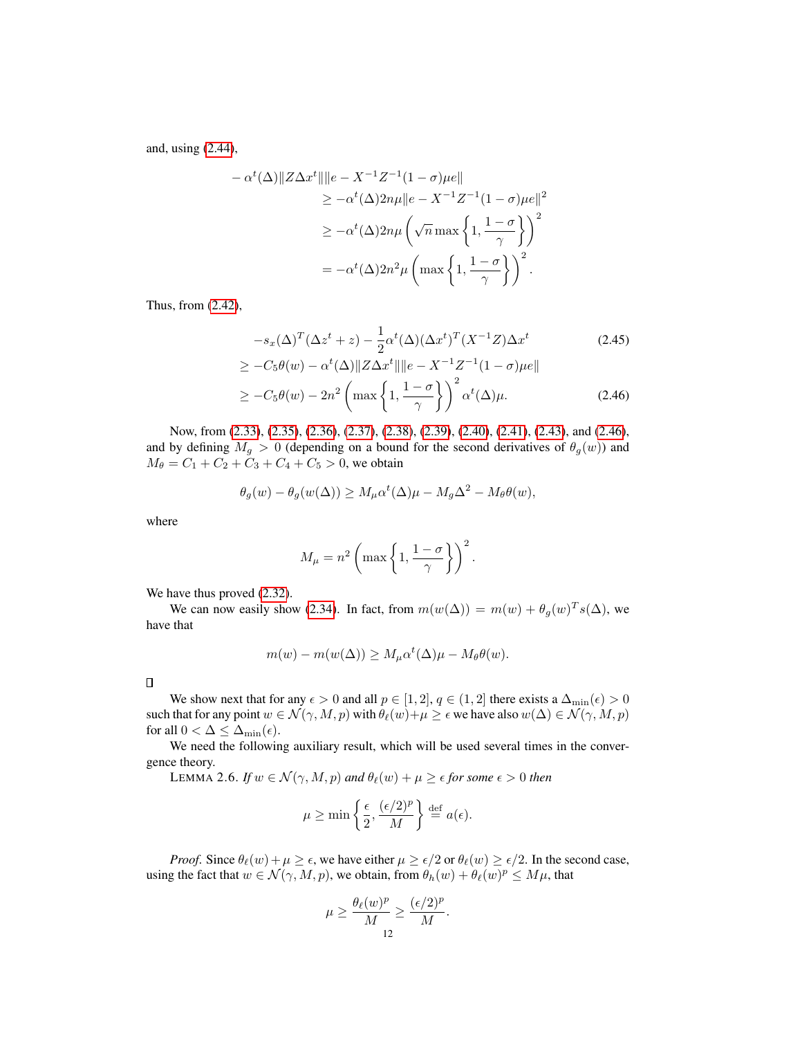and, using (2.44),

$$
\begin{aligned}
- \alpha^t(\Delta)\|Z\Delta x^t\| & \|e - X^{-1}Z^{-1}(1-\sigma)\mu e\| \\
& \geq -\alpha^t(\Delta) 2n\mu \|e - X^{-1}Z^{-1}(1-\sigma)\mu e\|^2 \\
& \geq -\alpha^t(\Delta) 2n\mu \left(\sqrt{n}\max\left\{1, \frac{1-\sigma}{\gamma}\right\}\right)^2 \\
& = -\alpha^t(\Delta) 2n^2\mu \left(\max\left\{1, \frac{1-\sigma}{\gamma}\right\}\right)^2.
\end{aligned}
$$

Thus, from (2.42),

$$
\begin{aligned}
& -s_x(\Delta)^T(\Delta z^t + z) - \frac{1}{2}\alpha^t(\Delta)(\Delta x^t)^T(X^{-1}Z)\Delta x^t && (2.45) \\
& \geq -C_5\theta(w) - \alpha^t(\Delta)\|Z\Delta x^t\|\|e - X^{-1}Z^{-1}(1-\sigma)\mu e\| \\
& \geq -C_5\theta(w) - 2n^2\left(\max\left\{1, \frac{1-\sigma}{\gamma}\right\}\right)^2 \alpha^t(\Delta)\mu. && (2.46)
\end{aligned}
$$

Now, from (2.33), (2.35), (2.36), (2.37), (2.38), (2.39), (2.40), (2.41), (2.43), and (2.46), and by defining $M_g > 0$ (depending on a bound for the second derivatives of $\theta_g(w)$) and $M_\theta = C_1 + C_2 + C_3 + C_4 + C_5 > 0$, we obtain

$$
\theta_g(w) - \theta_g(w(\Delta)) \geq M_\mu \alpha^t(\Delta)\mu - M_g\Delta^2 - M_\theta\theta(w),
$$

where

$$
M_\mu = n^2\left(\max\left\{1, \frac{1-\sigma}{\gamma}\right\}\right)^2.
$$

We have thus proved (2.32).

We can now easily show (2.34). In fact, from $m(w(\Delta)) = m(w) + \theta_g(w)^T s(\Delta)$, we have that

$$
m(w) - m(w(\Delta)) \geq M_\mu \alpha^t(\Delta)\mu - M_\theta\theta(w).
$$

□

We show next that for any $\epsilon > 0$ and all $p \in [1, 2]$, $q \in (1, 2]$ there exists a $\Delta_{\min}(\epsilon) > 0$ such that for any point $w \in \mathcal{N}(\gamma, M, p)$ with $\theta_\ell(w) + \mu \geq \epsilon$ we have also $w(\Delta) \in \mathcal{N}(\gamma, M, p)$ for all $0 < \Delta \leq \Delta_{\min}(\epsilon)$.

We need the following auxiliary result, which will be used several times in the convergence theory.

LEMMA 2.6. *If $w \in \mathcal{N}(\gamma, M, p)$ and $\theta_\ell(w) + \mu \geq \epsilon$ for some $\epsilon > 0$ then*

$$
\mu \geq \min\left\{\frac{\epsilon}{2}, \frac{(\epsilon/2)^p}{M}\right\} \stackrel{\text{def}}{=} a(\epsilon).
$$

*Proof.* Since $\theta_\ell(w) + \mu \geq \epsilon$, we have either $\mu \geq \epsilon/2$ or $\theta_\ell(w) \geq \epsilon/2$. In the second case, using the fact that $w \in \mathcal{N}(\gamma, M, p)$, we obtain, from $\theta_h(w) + \theta_\ell(w)^p \leq M\mu$, that

$$
\mu \geq \frac{\theta_\ell(w)^p}{M} \geq \frac{(\epsilon/2)^p}{M}.
$$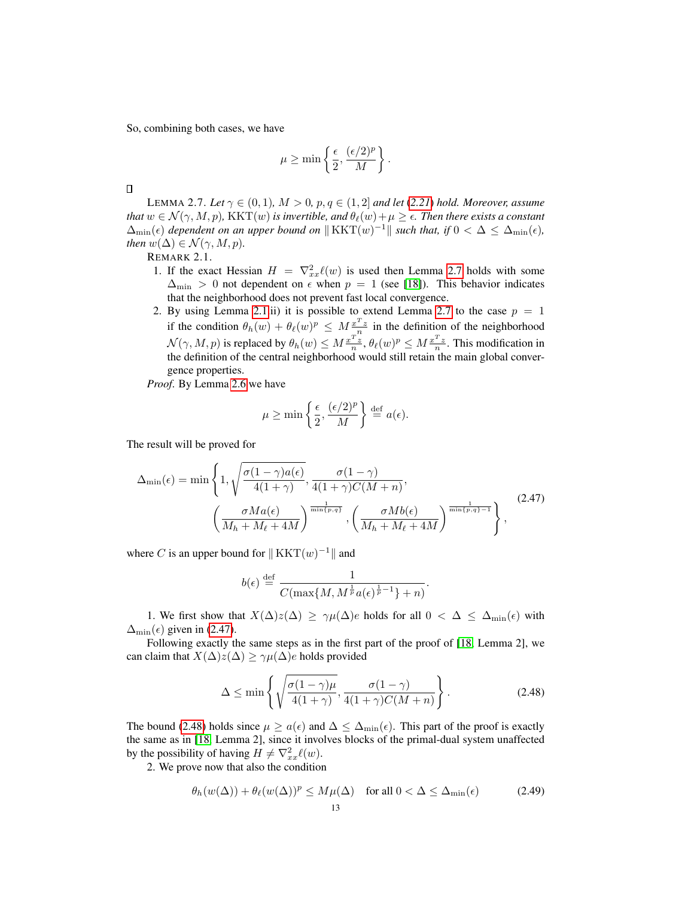So, combining both cases, we have

$$\mu \geq \min\left\{\frac{\epsilon}{2}, \frac{(\epsilon/2)^p}{M}\right\}.$$

□

LEMMA 2.7. *Let $\gamma \in (0,1)$, $M > 0$, $p, q \in (1,2]$ and let (2.21) hold. Moreover, assume that $w \in \mathcal{N}(\gamma, M, p)$, $\mathrm{KKT}(w)$ is invertible, and $\theta_\ell(w) + \mu \geq \epsilon$. Then there exists a constant $\Delta_{\min}(\epsilon)$ dependent on an upper bound on $\|\mathrm{KKT}(w)^{-1}\|$ such that, if $0 < \Delta \leq \Delta_{\min}(\epsilon)$, then $w(\Delta) \in \mathcal{N}(\gamma, M, p)$.*

REMARK 2.1.
1. If the exact Hessian $H = \nabla^2_{xx}\ell(w)$ is used then Lemma 2.7 holds with some $\Delta_{\min} > 0$ not dependent on $\epsilon$ when $p = 1$ (see [18]). This behavior indicates that the neighborhood does not prevent fast local convergence.
2. By using Lemma 2.1 ii) it is possible to extend Lemma 2.7 to the case $p = 1$ if the condition $\theta_h(w) + \theta_\ell(w)^p \leq M\frac{x^Tz}{n}$ in the definition of the neighborhood $\mathcal{N}(\gamma, M, p)$ is replaced by $\theta_h(w) \leq M\frac{x^Tz}{n}$, $\theta_\ell(w)^p \leq M\frac{x^Tz}{n}$. This modification in the definition of the central neighborhood would still retain the main global convergence properties.

*Proof.* By Lemma 2.6 we have

$$\mu \geq \min\left\{\frac{\epsilon}{2}, \frac{(\epsilon/2)^p}{M}\right\} \stackrel{\text{def}}{=} a(\epsilon).$$

The result will be proved for

$$\begin{aligned}\Delta_{\min}(\epsilon) = \min\Bigg\{&1, \sqrt{\frac{\sigma(1-\gamma)a(\epsilon)}{4(1+\gamma)}}, \frac{\sigma(1-\gamma)}{4(1+\gamma)C(M+n)},\\ &\left(\frac{\sigma M a(\epsilon)}{M_h + M_\ell + 4M}\right)^{\frac{1}{\min\{p,q\}}}, \left(\frac{\sigma M b(\epsilon)}{M_h + M_\ell + 4M}\right)^{\frac{1}{\min\{p,q\}-1}}\Bigg\},\end{aligned} \tag{2.47}$$

where $C$ is an upper bound for $\|\mathrm{KKT}(w)^{-1}\|$ and

$$b(\epsilon) \stackrel{\text{def}}{=} \frac{1}{C(\max\{M, M^{\frac{1}{p}}a(\epsilon)^{\frac{1}{p}-1}\} + n)}.$$

1. We first show that $X(\Delta)z(\Delta) \geq \gamma\mu(\Delta)e$ holds for all $0 < \Delta \leq \Delta_{\min}(\epsilon)$ with $\Delta_{\min}(\epsilon)$ given in (2.47).

Following exactly the same steps as in the first part of the proof of [18, Lemma 2], we can claim that $X(\Delta)z(\Delta) \geq \gamma\mu(\Delta)e$ holds provided

$$\Delta \leq \min\left\{\sqrt{\frac{\sigma(1-\gamma)\mu}{4(1+\gamma)}}, \frac{\sigma(1-\gamma)}{4(1+\gamma)C(M+n)}\right\}. \tag{2.48}$$

The bound (2.48) holds since $\mu \geq a(\epsilon)$ and $\Delta \leq \Delta_{\min}(\epsilon)$. This part of the proof is exactly the same as in [18, Lemma 2], since it involves blocks of the primal-dual system unaffected by the possibility of having $H \neq \nabla^2_{xx}\ell(w)$.

2. We prove now that also the condition

$$\theta_h(w(\Delta)) + \theta_\ell(w(\Delta))^p \leq M\mu(\Delta) \quad \text{for all } 0 < \Delta \leq \Delta_{\min}(\epsilon) \tag{2.49}$$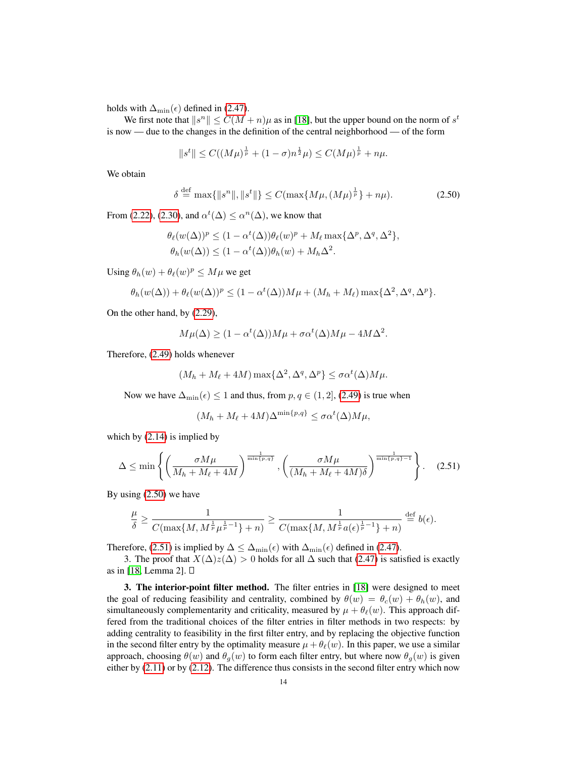holds with $\Delta_{\min}(\epsilon)$ defined in (2.47).

We first note that $\|s^n\| \leq C(M+n)\mu$ as in [18], but the upper bound on the norm of $s^t$ is now — due to the changes in the definition of the central neighborhood — of the form

$$\|s^t\| \leq C((M\mu)^{\frac{1}{p}} + (1-\sigma)n^{\frac{1}{2}}\mu) \leq C(M\mu)^{\frac{1}{p}} + n\mu.$$

We obtain

$$\delta \stackrel{\text{def}}{=} \max\{\|s^n\|, \|s^t\|\} \leq C(\max\{M\mu, (M\mu)^{\frac{1}{p}}\} + n\mu). \tag{2.50}$$

From (2.22), (2.30), and $\alpha^t(\Delta) \leq \alpha^n(\Delta)$, we know that

$$\theta_\ell(w(\Delta))^p \leq (1-\alpha^t(\Delta))\theta_\ell(w)^p + M_\ell \max\{\Delta^p, \Delta^q, \Delta^2\},$$
$$\theta_h(w(\Delta)) \leq (1-\alpha^t(\Delta))\theta_h(w) + M_h\Delta^2.$$

Using $\theta_h(w) + \theta_\ell(w)^p \leq M\mu$ we get

$$\theta_h(w(\Delta)) + \theta_\ell(w(\Delta))^p \leq (1-\alpha^t(\Delta))M\mu + (M_h + M_\ell)\max\{\Delta^2, \Delta^q, \Delta^p\}.$$

On the other hand, by (2.29),

$$M\mu(\Delta) \geq (1-\alpha^t(\Delta))M\mu + \sigma\alpha^t(\Delta)M\mu - 4M\Delta^2.$$

Therefore, (2.49) holds whenever

$$(M_h + M_\ell + 4M)\max\{\Delta^2, \Delta^q, \Delta^p\} \leq \sigma\alpha^t(\Delta)M\mu.$$

Now we have $\Delta_{\min}(\epsilon) \leq 1$ and thus, from $p, q \in (1, 2]$, (2.49) is true when

$$(M_h + M_\ell + 4M)\Delta^{\min\{p,q\}} \leq \sigma\alpha^t(\Delta)M\mu,$$

which by (2.14) is implied by

$$\Delta \leq \min\left\{\left(\frac{\sigma M\mu}{M_h + M_\ell + 4M}\right)^{\frac{1}{\min\{p,q\}}}, \left(\frac{\sigma M\mu}{(M_h + M_\ell + 4M)\delta}\right)^{\frac{1}{\min\{p,q\}-1}}\right\}. \tag{2.51}$$

By using (2.50) we have

$$\frac{\mu}{\delta} \geq \frac{1}{C(\max\{M, M^{\frac{1}{p}}\mu^{\frac{1}{p}-1}\} + n)} \geq \frac{1}{C(\max\{M, M^{\frac{1}{p}}a(\epsilon)^{\frac{1}{p}-1}\} + n)} \stackrel{\text{def}}{=} b(\epsilon).$$

Therefore, (2.51) is implied by $\Delta \leq \Delta_{\min}(\epsilon)$ with $\Delta_{\min}(\epsilon)$ defined in (2.47).

3. The proof that $X(\Delta)z(\Delta) > 0$ holds for all $\Delta$ such that (2.47) is satisfied is exactly as in [18, Lemma 2]. □

**3. The interior-point filter method.** The filter entries in [18] were designed to meet the goal of reducing feasibility and centrality, combined by $\theta(w) = \theta_c(w) + \theta_h(w)$, and simultaneously complementarity and criticality, measured by $\mu + \theta_\ell(w)$. This approach differed from the traditional choices of the filter entries in filter methods in two respects: by adding centrality to feasibility in the first filter entry, and by replacing the objective function in the second filter entry by the optimality measure $\mu + \theta_\ell(w)$. In this paper, we use a similar approach, choosing $\theta(w)$ and $\theta_g(w)$ to form each filter entry, but where now $\theta_g(w)$ is given either by (2.11) or by (2.12). The difference thus consists in the second filter entry which now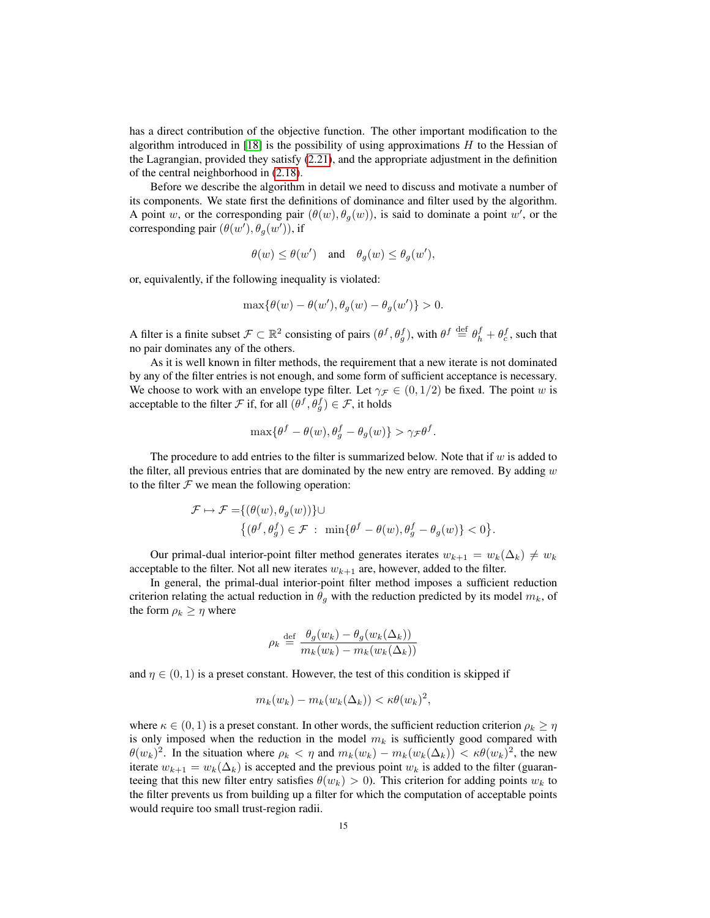has a direct contribution of the objective function. The other important modification to the algorithm introduced in [18] is the possibility of using approximations $H$ to the Hessian of the Lagrangian, provided they satisfy (2.21), and the appropriate adjustment in the definition of the central neighborhood in (2.18).

Before we describe the algorithm in detail we need to discuss and motivate a number of its components. We state first the definitions of dominance and filter used by the algorithm. A point $w$, or the corresponding pair $(\theta(w), \theta_g(w))$, is said to dominate a point $w'$, or the corresponding pair $(\theta(w'), \theta_g(w'))$, if

$$\theta(w) \leq \theta(w') \quad \text{and} \quad \theta_g(w) \leq \theta_g(w'),$$

or, equivalently, if the following inequality is violated:

$$\max\{\theta(w) - \theta(w'), \theta_g(w) - \theta_g(w')\} > 0.$$

A filter is a finite subset $\mathcal{F} \subset \mathbb{R}^2$ consisting of pairs $(\theta^f, \theta_g^f)$, with $\theta^f \stackrel{\text{def}}{=} \theta_h^f + \theta_c^f$, such that no pair dominates any of the others.

As it is well known in filter methods, the requirement that a new iterate is not dominated by any of the filter entries is not enough, and some form of sufficient acceptance is necessary. We choose to work with an envelope type filter. Let $\gamma_{\mathcal{F}} \in (0, 1/2)$ be fixed. The point $w$ is acceptable to the filter $\mathcal{F}$ if, for all $(\theta^f, \theta_g^f) \in \mathcal{F}$, it holds

$$\max\{\theta^f - \theta(w), \theta_g^f - \theta_g(w)\} > \gamma_{\mathcal{F}} \theta^f.$$

The procedure to add entries to the filter is summarized below. Note that if $w$ is added to the filter, all previous entries that are dominated by the new entry are removed. By adding $w$ to the filter $\mathcal{F}$ we mean the following operation:

$$\begin{aligned}\mathcal{F} \mapsto \mathcal{F} = &\{(\theta(w), \theta_g(w))\} \cup \\ &\left\{(\theta^f, \theta_g^f) \in \mathcal{F} \; : \; \min\{\theta^f - \theta(w), \theta_g^f - \theta_g(w)\} < 0\right\}.\end{aligned}$$

Our primal-dual interior-point filter method generates iterates $w_{k+1} = w_k(\Delta_k) \neq w_k$ acceptable to the filter. Not all new iterates $w_{k+1}$ are, however, added to the filter.

In general, the primal-dual interior-point filter method imposes a sufficient reduction criterion relating the actual reduction in $\theta_g$ with the reduction predicted by its model $m_k$, of the form $\rho_k \geq \eta$ where

$$\rho_k \stackrel{\text{def}}{=} \frac{\theta_g(w_k) - \theta_g(w_k(\Delta_k))}{m_k(w_k) - m_k(w_k(\Delta_k))}$$

and $\eta \in (0, 1)$ is a preset constant. However, the test of this condition is skipped if

$$m_k(w_k) - m_k(w_k(\Delta_k)) < \kappa \theta(w_k)^2,$$

where $\kappa \in (0, 1)$ is a preset constant. In other words, the sufficient reduction criterion $\rho_k \geq \eta$ is only imposed when the reduction in the model $m_k$ is sufficiently good compared with $\theta(w_k)^2$. In the situation where $\rho_k < \eta$ and $m_k(w_k) - m_k(w_k(\Delta_k)) < \kappa \theta(w_k)^2$, the new iterate $w_{k+1} = w_k(\Delta_k)$ is accepted and the previous point $w_k$ is added to the filter (guaranteeing that this new filter entry satisfies $\theta(w_k) > 0$). This criterion for adding points $w_k$ to the filter prevents us from building up a filter for which the computation of acceptable points would require too small trust-region radii.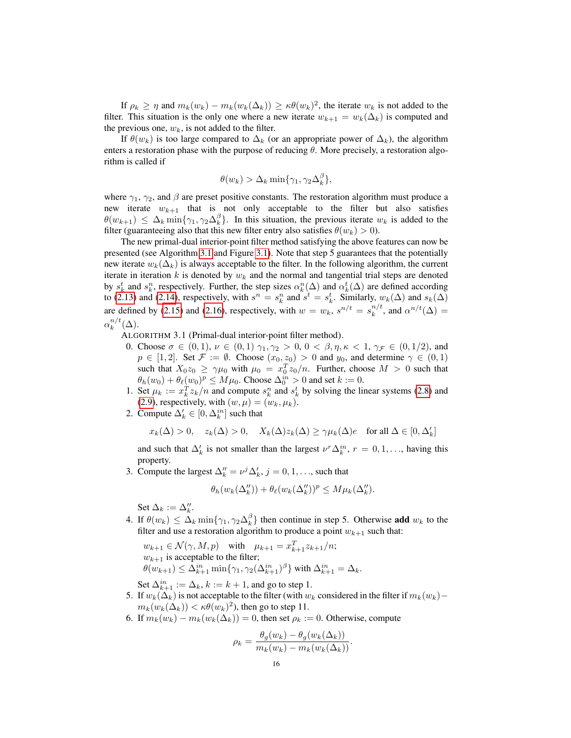If $\rho_k \geq \eta$ and $m_k(w_k) - m_k(w_k(\Delta_k)) \geq \kappa\theta(w_k)^2$, the iterate $w_k$ is not added to the filter. This situation is the only one where a new iterate $w_{k+1} = w_k(\Delta_k)$ is computed and the previous one, $w_k$, is not added to the filter.

If $\theta(w_k)$ is too large compared to $\Delta_k$ (or an appropriate power of $\Delta_k$), the algorithm enters a restoration phase with the purpose of reducing $\theta$. More precisely, a restoration algorithm is called if

$$\theta(w_k) > \Delta_k \min\{\gamma_1, \gamma_2 \Delta_k^\beta\},$$

where $\gamma_1$, $\gamma_2$, and $\beta$ are preset positive constants. The restoration algorithm must produce a new iterate $w_{k+1}$ that is not only acceptable to the filter but also satisfies $\theta(w_{k+1}) \leq \Delta_k \min\{\gamma_1, \gamma_2 \Delta_k^\beta\}$. In this situation, the previous iterate $w_k$ is added to the filter (guaranteeing also that this new filter entry also satisfies $\theta(w_k) > 0$).

The new primal-dual interior-point filter method satisfying the above features can now be presented (see Algorithm 3.1 and Figure 3.1). Note that step 5 guarantees that the potentially new iterate $w_k(\Delta_k)$ is always acceptable to the filter. In the following algorithm, the current iterate in iteration $k$ is denoted by $w_k$ and the normal and tangential trial steps are denoted by $s_k^t$ and $s_k^n$, respectively. Further, the step sizes $\alpha_k^n(\Delta)$ and $\alpha_k^t(\Delta)$ are defined according to (2.13) and (2.14), respectively, with $s^n = s_k^n$ and $s^t = s_k^t$. Similarly, $w_k(\Delta)$ and $s_k(\Delta)$ are defined by (2.15) and (2.16), respectively, with $w = w_k$, $s^{n/t} = s_k^{n/t}$, and $\alpha^{n/t}(\Delta) = \alpha_k^{n/t}(\Delta)$.

ALGORITHM 3.1 (Primal-dual interior-point filter method).

0. Choose $\sigma \in (0,1)$, $\nu \in (0,1)$ $\gamma_1, \gamma_2 > 0$, $0 < \beta, \eta, \kappa < 1$, $\gamma_{\mathcal{F}} \in (0, 1/2)$, and $p \in [1,2]$. Set $\mathcal{F} := \emptyset$. Choose $(x_0, z_0) > 0$ and $y_0$, and determine $\gamma \in (0,1)$ such that $X_0 z_0 \geq \gamma\mu_0$ with $\mu_0 = x_0^T z_0/n$. Further, choose $M > 0$ such that $\theta_h(w_0) + \theta_\ell(w_0)^p \leq M\mu_0$. Choose $\Delta_0^{in} > 0$ and set $k := 0$.
1. Set $\mu_k := x_k^T z_k/n$ and compute $s_k^n$ and $s_k^t$ by solving the linear systems (2.8) and (2.9), respectively, with $(w, \mu) = (w_k, \mu_k)$.
2. Compute $\Delta_k' \in [0, \Delta_k^{in}]$ such that

   $$x_k(\Delta) > 0, \quad z_k(\Delta) > 0, \quad X_k(\Delta) z_k(\Delta) \geq \gamma \mu_k(\Delta) e \quad \text{for all } \Delta \in [0, \Delta_k']$$

   and such that $\Delta_k'$ is not smaller than the largest $\nu^r \Delta_k^{in}$, $r = 0, 1, \ldots$, having this property.
3. Compute the largest $\Delta_k'' = \nu^j \Delta_k'$, $j = 0, 1, \ldots$, such that

   $$\theta_h(w_k(\Delta_k'')) + \theta_\ell(w_k(\Delta_k''))^p \leq M\mu_k(\Delta_k'').$$

   Set $\Delta_k := \Delta_k''$.
4. If $\theta(w_k) \leq \Delta_k \min\{\gamma_1, \gamma_2 \Delta_k^\beta\}$ then continue in step 5. Otherwise **add** $w_k$ to the filter and use a restoration algorithm to produce a point $w_{k+1}$ such that:

   $w_{k+1} \in \mathcal{N}(\gamma, M, p)$ with $\mu_{k+1} = x_{k+1}^T z_{k+1}/n$;
   $w_{k+1}$ is acceptable to the filter;
   $\theta(w_{k+1}) \leq \Delta_{k+1}^{in} \min\{\gamma_1, \gamma_2 (\Delta_{k+1}^{in})^\beta\}$ with $\Delta_{k+1}^{in} = \Delta_k$.

   Set $\Delta_{k+1}^{in} := \Delta_k$, $k := k+1$, and go to step 1.
5. If $w_k(\Delta_k)$ is not acceptable to the filter (with $w_k$ considered in the filter if $m_k(w_k) - m_k(w_k(\Delta_k)) < \kappa\theta(w_k)^2$), then go to step 11.
6. If $m_k(w_k) - m_k(w_k(\Delta_k)) = 0$, then set $\rho_k := 0$. Otherwise, compute

   $$\rho_k = \frac{\theta_g(w_k) - \theta_g(w_k(\Delta_k))}{m_k(w_k) - m_k(w_k(\Delta_k))}.$$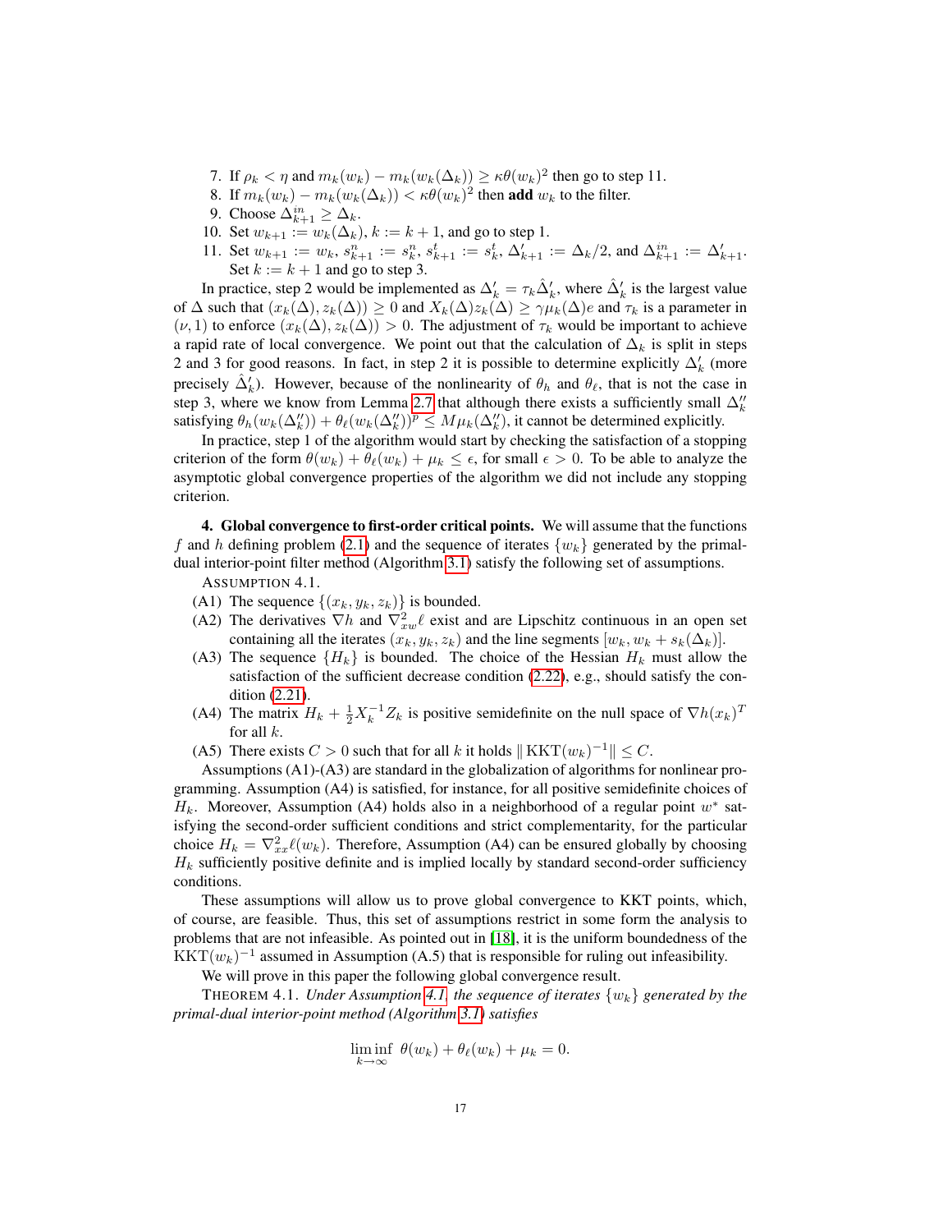7. If $\rho_k < \eta$ and $m_k(w_k) - m_k(w_k(\Delta_k)) \geq \kappa \theta(w_k)^2$ then go to step 11.
8. If $m_k(w_k) - m_k(w_k(\Delta_k)) < \kappa \theta(w_k)^2$ then **add** $w_k$ to the filter.
9. Choose $\Delta_{k+1}^{in} \geq \Delta_k$.
10. Set $w_{k+1} := w_k(\Delta_k)$, $k := k+1$, and go to step 1.
11. Set $w_{k+1} := w_k$, $s_{k+1}^n := s_k^n$, $s_{k+1}^t := s_k^t$, $\Delta'_{k+1} := \Delta_k/2$, and $\Delta_{k+1}^{in} := \Delta'_{k+1}$. Set $k := k+1$ and go to step 3.

In practice, step 2 would be implemented as $\Delta'_k = \tau_k \hat{\Delta}'_k$, where $\hat{\Delta}'_k$ is the largest value of $\Delta$ such that $(x_k(\Delta), z_k(\Delta)) \geq 0$ and $X_k(\Delta) z_k(\Delta) \geq \gamma \mu_k(\Delta) e$ and $\tau_k$ is a parameter in $(\nu, 1)$ to enforce $(x_k(\Delta), z_k(\Delta)) > 0$. The adjustment of $\tau_k$ would be important to achieve a rapid rate of local convergence. We point out that the calculation of $\Delta_k$ is split in steps 2 and 3 for good reasons. In fact, in step 2 it is possible to determine explicitly $\Delta'_k$ (more precisely $\hat{\Delta}'_k$). However, because of the nonlinearity of $\theta_h$ and $\theta_\ell$, that is not the case in step 3, where we know from Lemma 2.7 that although there exists a sufficiently small $\Delta''_k$ satisfying $\theta_h(w_k(\Delta''_k)) + \theta_\ell(w_k(\Delta''_k))^p \leq M \mu_k(\Delta''_k)$, it cannot be determined explicitly.

In practice, step 1 of the algorithm would start by checking the satisfaction of a stopping criterion of the form $\theta(w_k) + \theta_\ell(w_k) + \mu_k \leq \epsilon$, for small $\epsilon > 0$. To be able to analyze the asymptotic global convergence properties of the algorithm we did not include any stopping criterion.

**4. Global convergence to first-order critical points.** We will assume that the functions $f$ and $h$ defining problem (2.1) and the sequence of iterates $\{w_k\}$ generated by the primal-dual interior-point filter method (Algorithm 3.1) satisfy the following set of assumptions.

ASSUMPTION 4.1.

(A1) The sequence $\{(x_k, y_k, z_k)\}$ is bounded.

(A2) The derivatives $\nabla h$ and $\nabla^2_{xw} \ell$ exist and are Lipschitz continuous in an open set containing all the iterates $(x_k, y_k, z_k)$ and the line segments $[w_k, w_k + s_k(\Delta_k)]$.

(A3) The sequence $\{H_k\}$ is bounded. The choice of the Hessian $H_k$ must allow the satisfaction of the sufficient decrease condition (2.22), e.g., should satisfy the condition (2.21).

(A4) The matrix $H_k + \frac{1}{2} X_k^{-1} Z_k$ is positive semidefinite on the null space of $\nabla h(x_k)^T$ for all $k$.

(A5) There exists $C > 0$ such that for all $k$ it holds $\| \mathrm{KKT}(w_k)^{-1} \| \leq C$.

Assumptions (A1)-(A3) are standard in the globalization of algorithms for nonlinear programming. Assumption (A4) is satisfied, for instance, for all positive semidefinite choices of $H_k$. Moreover, Assumption (A4) holds also in a neighborhood of a regular point $w^*$ satisfying the second-order sufficient conditions and strict complementarity, for the particular choice $H_k = \nabla^2_{xx} \ell(w_k)$. Therefore, Assumption (A4) can be ensured globally by choosing $H_k$ sufficiently positive definite and is implied locally by standard second-order sufficiency conditions.

These assumptions will allow us to prove global convergence to KKT points, which, of course, are feasible. Thus, this set of assumptions restrict in some form the analysis to problems that are not infeasible. As pointed out in [18], it is the uniform boundedness of the $\mathrm{KKT}(w_k)^{-1}$ assumed in Assumption (A.5) that is responsible for ruling out infeasibility.

We will prove in this paper the following global convergence result.

THEOREM 4.1. *Under Assumption 4.1, the sequence of iterates $\{w_k\}$ generated by the primal-dual interior-point method (Algorithm 3.1) satisfies*

$$\liminf_{k \to \infty} \; \theta(w_k) + \theta_\ell(w_k) + \mu_k = 0.$$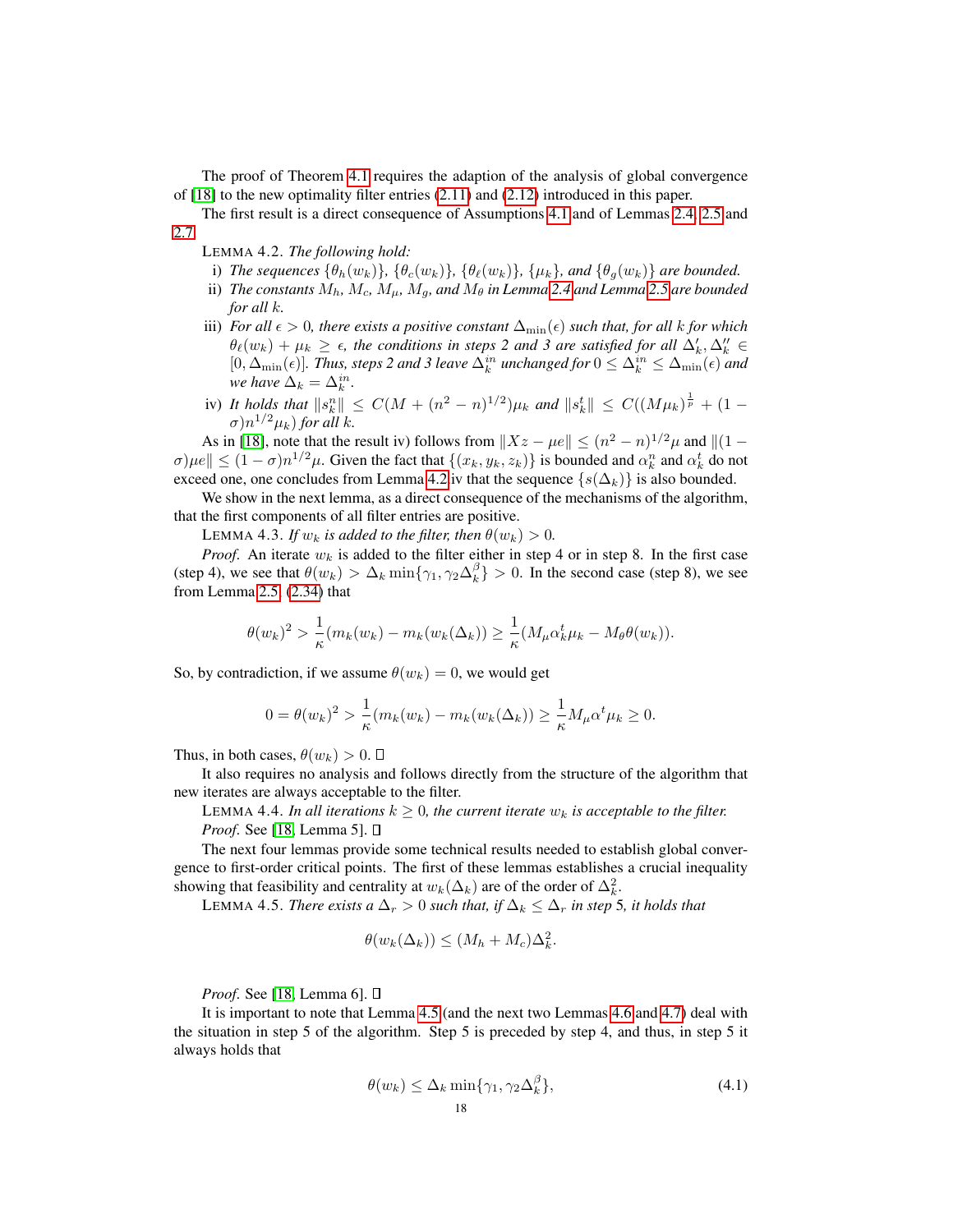The proof of Theorem 4.1 requires the adaption of the analysis of global convergence of [18] to the new optimality filter entries (2.11) and (2.12) introduced in this paper.

The first result is a direct consequence of Assumptions 4.1 and of Lemmas 2.4, 2.5 and 2.7.

LEMMA 4.2. *The following hold:*

i) *The sequences $\{\theta_h(w_k)\}$, $\{\theta_c(w_k)\}$, $\{\theta_\ell(w_k)\}$, $\{\mu_k\}$, and $\{\theta_g(w_k)\}$ are bounded.*

ii) *The constants $M_h$, $M_c$, $M_\mu$, $M_g$, and $M_\theta$ in Lemma 2.4 and Lemma 2.5 are bounded for all $k$.*

iii) *For all $\epsilon > 0$, there exists a positive constant $\Delta_{\min}(\epsilon)$ such that, for all $k$ for which $\theta_\ell(w_k) + \mu_k \geq \epsilon$, the conditions in steps 2 and 3 are satisfied for all $\Delta_k', \Delta_k'' \in [0, \Delta_{\min}(\epsilon)]$. Thus, steps 2 and 3 leave $\Delta_k^{in}$ unchanged for $0 \leq \Delta_k^{in} \leq \Delta_{\min}(\epsilon)$ and we have $\Delta_k = \Delta_k^{in}$.*

iv) *It holds that $\|s_k^n\| \leq C(M + (n^2 - n)^{1/2})\mu_k$ and $\|s_k^t\| \leq C((M\mu_k)^{\frac{1}{p}} + (1 - \sigma)n^{1/2}\mu_k)$ for all $k$.*

As in [18], note that the result iv) follows from $\|Xz - \mu e\| \leq (n^2 - n)^{1/2}\mu$ and $\|(1 - \sigma)\mu e\| \leq (1 - \sigma)n^{1/2}\mu$. Given the fact that $\{(x_k, y_k, z_k)\}$ is bounded and $\alpha_k^n$ and $\alpha_k^t$ do not exceed one, one concludes from Lemma 4.2 iv that the sequence $\{s(\Delta_k)\}$ is also bounded.

We show in the next lemma, as a direct consequence of the mechanisms of the algorithm, that the first components of all filter entries are positive.

LEMMA 4.3. *If $w_k$ is added to the filter, then $\theta(w_k) > 0$.*

*Proof.* An iterate $w_k$ is added to the filter either in step 4 or in step 8. In the first case (step 4), we see that $\theta(w_k) > \Delta_k \min\{\gamma_1, \gamma_2 \Delta_k^\beta\} > 0$. In the second case (step 8), we see from Lemma 2.5 (2.34) that

$$\theta(w_k)^2 > \frac{1}{\kappa}(m_k(w_k) - m_k(w_k(\Delta_k)) \geq \frac{1}{\kappa}(M_\mu \alpha_k^t \mu_k - M_\theta \theta(w_k)).$$

So, by contradiction, if we assume $\theta(w_k) = 0$, we would get

$$0 = \theta(w_k)^2 > \frac{1}{\kappa}(m_k(w_k) - m_k(w_k(\Delta_k)) \geq \frac{1}{\kappa} M_\mu \alpha^t \mu_k \geq 0.$$

Thus, in both cases, $\theta(w_k) > 0$. □

It also requires no analysis and follows directly from the structure of the algorithm that new iterates are always acceptable to the filter.

LEMMA 4.4. *In all iterations $k \geq 0$, the current iterate $w_k$ is acceptable to the filter.*

*Proof.* See [18, Lemma 5]. □

The next four lemmas provide some technical results needed to establish global convergence to first-order critical points. The first of these lemmas establishes a crucial inequality showing that feasibility and centrality at $w_k(\Delta_k)$ are of the order of $\Delta_k^2$.

LEMMA 4.5. *There exists a $\Delta_r > 0$ such that, if $\Delta_k \leq \Delta_r$ in step 5, it holds that*

$$\theta(w_k(\Delta_k)) \leq (M_h + M_c)\Delta_k^2.$$

*Proof.* See [18, Lemma 6]. □

It is important to note that Lemma 4.5 (and the next two Lemmas 4.6 and 4.7) deal with the situation in step 5 of the algorithm. Step 5 is preceded by step 4, and thus, in step 5 it always holds that

$$\theta(w_k) \leq \Delta_k \min\{\gamma_1, \gamma_2 \Delta_k^\beta\}, \tag{4.1}$$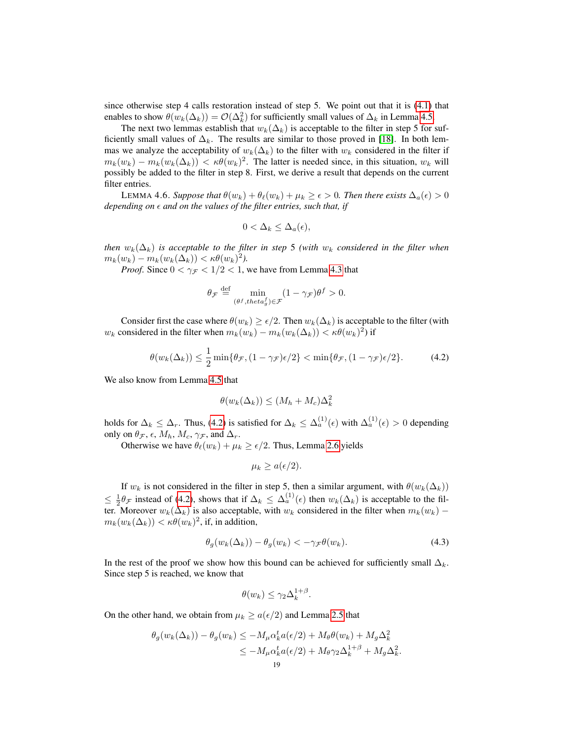since otherwise step 4 calls restoration instead of step 5. We point out that it is (4.1) that enables to show $\theta(w_k(\Delta_k)) = \mathcal{O}(\Delta_k^2)$ for sufficiently small values of $\Delta_k$ in Lemma 4.5.

The next two lemmas establish that $w_k(\Delta_k)$ is acceptable to the filter in step 5 for sufficiently small values of $\Delta_k$. The results are similar to those proved in [18]. In both lemmas we analyze the acceptability of $w_k(\Delta_k)$ to the filter with $w_k$ considered in the filter if $m_k(w_k) - m_k(w_k(\Delta_k)) < \kappa\theta(w_k)^2$. The latter is needed since, in this situation, $w_k$ will possibly be added to the filter in step 8. First, we derive a result that depends on the current filter entries.

LEMMA 4.6. *Suppose that $\theta(w_k) + \theta_\ell(w_k) + \mu_k \geq \epsilon > 0$. Then there exists $\Delta_a(\epsilon) > 0$ depending on $\epsilon$ and on the values of the filter entries, such that, if*

$$0 < \Delta_k \leq \Delta_a(\epsilon),$$

*then $w_k(\Delta_k)$ is acceptable to the filter in step 5 (with $w_k$ considered in the filter when $m_k(w_k) - m_k(w_k(\Delta_k)) < \kappa\theta(w_k)^2$).*

*Proof.* Since $0 < \gamma_{\mathcal{F}} < 1/2 < 1$, we have from Lemma 4.3 that

$$\theta_{\mathcal{F}} \stackrel{\text{def}}{=} \min_{(\theta^f, theta_g^f)\in\mathcal{F}} (1-\gamma_{\mathcal{F}})\theta^f > 0.$$

Consider first the case where $\theta(w_k) \geq \epsilon/2$. Then $w_k(\Delta_k)$ is acceptable to the filter (with $w_k$ considered in the filter when $m_k(w_k) - m_k(w_k(\Delta_k)) < \kappa\theta(w_k)^2$) if

$$\theta(w_k(\Delta_k)) \leq \frac{1}{2}\min\{\theta_{\mathcal{F}}, (1-\gamma_{\mathcal{F}})\epsilon/2\} < \min\{\theta_{\mathcal{F}}, (1-\gamma_{\mathcal{F}})\epsilon/2\}. \tag{4.2}$$

We also know from Lemma 4.5 that

$$\theta(w_k(\Delta_k)) \leq (M_h + M_c)\Delta_k^2$$

holds for $\Delta_k \leq \Delta_r$. Thus, (4.2) is satisfied for $\Delta_k \leq \Delta_a^{(1)}(\epsilon)$ with $\Delta_a^{(1)}(\epsilon) > 0$ depending only on $\theta_{\mathcal{F}}$, $\epsilon$, $M_h$, $M_c$, $\gamma_{\mathcal{F}}$, and $\Delta_r$.

Otherwise we have $\theta_\ell(w_k) + \mu_k \geq \epsilon/2$. Thus, Lemma 2.6 yields

$$\mu_k \geq a(\epsilon/2).$$

If $w_k$ is not considered in the filter in step 5, then a similar argument, with $\theta(w_k(\Delta_k)) \leq \frac{1}{2}\theta_{\mathcal{F}}$ instead of (4.2), shows that if $\Delta_k \leq \Delta_a^{(1)}(\epsilon)$ then $w_k(\Delta_k)$ is acceptable to the filter. Moreover $w_k(\Delta_k)$ is also acceptable, with $w_k$ considered in the filter when $m_k(w_k) - m_k(w_k(\Delta_k)) < \kappa\theta(w_k)^2$, if, in addition,

$$\theta_g(w_k(\Delta_k)) - \theta_g(w_k) < -\gamma_{\mathcal{F}}\theta(w_k). \tag{4.3}$$

In the rest of the proof we show how this bound can be achieved for sufficiently small $\Delta_k$. Since step 5 is reached, we know that

$$\theta(w_k) \leq \gamma_2\Delta_k^{1+\beta}.$$

On the other hand, we obtain from $\mu_k \geq a(\epsilon/2)$ and Lemma 2.5 that

$$\begin{aligned}
\theta_g(w_k(\Delta_k)) - \theta_g(w_k) &\leq -M_\mu\alpha_k^t a(\epsilon/2) + M_\theta\theta(w_k) + M_g\Delta_k^2 \\
&\leq -M_\mu\alpha_k^t a(\epsilon/2) + M_\theta\gamma_2\Delta_k^{1+\beta} + M_g\Delta_k^2.
\end{aligned}$$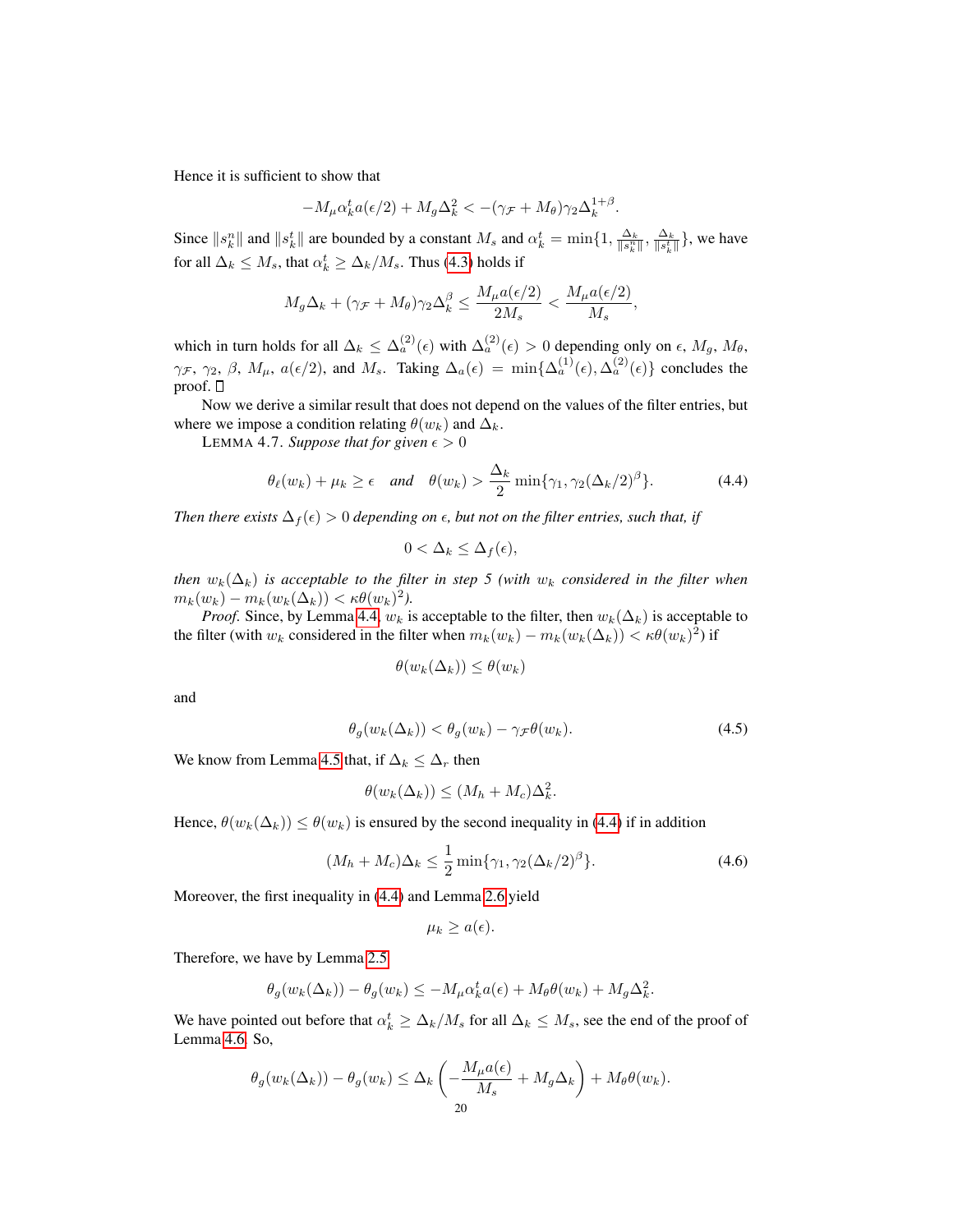Hence it is sufficient to show that

$$-M_\mu \alpha_k^t a(\epsilon/2) + M_g \Delta_k^2 < -(\gamma_{\mathcal{F}} + M_\theta)\gamma_2 \Delta_k^{1+\beta}.$$

Since $\|s_k^n\|$ and $\|s_k^t\|$ are bounded by a constant $M_s$ and $\alpha_k^t = \min\{1, \frac{\Delta_k}{\|s_k^n\|}, \frac{\Delta_k}{\|s_k^t\|}\}$, we have for all $\Delta_k \le M_s$, that $\alpha_k^t \ge \Delta_k/M_s$. Thus (4.3) holds if

$$M_g \Delta_k + (\gamma_{\mathcal{F}} + M_\theta)\gamma_2 \Delta_k^\beta \le \frac{M_\mu a(\epsilon/2)}{2M_s} < \frac{M_\mu a(\epsilon/2)}{M_s},$$

which in turn holds for all $\Delta_k \le \Delta_a^{(2)}(\epsilon)$ with $\Delta_a^{(2)}(\epsilon) > 0$ depending only on $\epsilon$, $M_g$, $M_\theta$, $\gamma_{\mathcal{F}}$, $\gamma_2$, $\beta$, $M_\mu$, $a(\epsilon/2)$, and $M_s$. Taking $\Delta_a(\epsilon) = \min\{\Delta_a^{(1)}(\epsilon), \Delta_a^{(2)}(\epsilon)\}$ concludes the proof. □

Now we derive a similar result that does not depend on the values of the filter entries, but where we impose a condition relating $\theta(w_k)$ and $\Delta_k$.

LEMMA 4.7. *Suppose that for given $\epsilon > 0$*

$$\theta_\ell(w_k) + \mu_k \ge \epsilon \quad \text{and} \quad \theta(w_k) > \frac{\Delta_k}{2} \min\{\gamma_1, \gamma_2(\Delta_k/2)^\beta\}. \tag{4.4}$$

*Then there exists $\Delta_f(\epsilon) > 0$ depending on $\epsilon$, but not on the filter entries, such that, if*

$$0 < \Delta_k \le \Delta_f(\epsilon),$$

*then $w_k(\Delta_k)$ is acceptable to the filter in step 5 (with $w_k$ considered in the filter when $m_k(w_k) - m_k(w_k(\Delta_k)) < \kappa \theta(w_k)^2$).*

*Proof.* Since, by Lemma 4.4, $w_k$ is acceptable to the filter, then $w_k(\Delta_k)$ is acceptable to the filter (with $w_k$ considered in the filter when $m_k(w_k) - m_k(w_k(\Delta_k)) < \kappa \theta(w_k)^2$) if

$$\theta(w_k(\Delta_k)) \le \theta(w_k)$$

and

$$\theta_g(w_k(\Delta_k)) < \theta_g(w_k) - \gamma_{\mathcal{F}} \theta(w_k). \tag{4.5}$$

We know from Lemma 4.5 that, if $\Delta_k \le \Delta_r$ then

$$\theta(w_k(\Delta_k)) \le (M_h + M_c)\Delta_k^2.$$

Hence, $\theta(w_k(\Delta_k)) \le \theta(w_k)$ is ensured by the second inequality in (4.4) if in addition

$$(M_h + M_c)\Delta_k \le \frac{1}{2} \min\{\gamma_1, \gamma_2(\Delta_k/2)^\beta\}. \tag{4.6}$$

Moreover, the first inequality in (4.4) and Lemma 2.6 yield

$$\mu_k \ge a(\epsilon).$$

Therefore, we have by Lemma 2.5

$$\theta_g(w_k(\Delta_k)) - \theta_g(w_k) \le -M_\mu \alpha_k^t a(\epsilon) + M_\theta \theta(w_k) + M_g \Delta_k^2.$$

We have pointed out before that $\alpha_k^t \ge \Delta_k/M_s$ for all $\Delta_k \le M_s$, see the end of the proof of Lemma 4.6. So,

$$\theta_g(w_k(\Delta_k)) - \theta_g(w_k) \le \Delta_k \left( -\frac{M_\mu a(\epsilon)}{M_s} + M_g \Delta_k \right) + M_\theta \theta(w_k).$$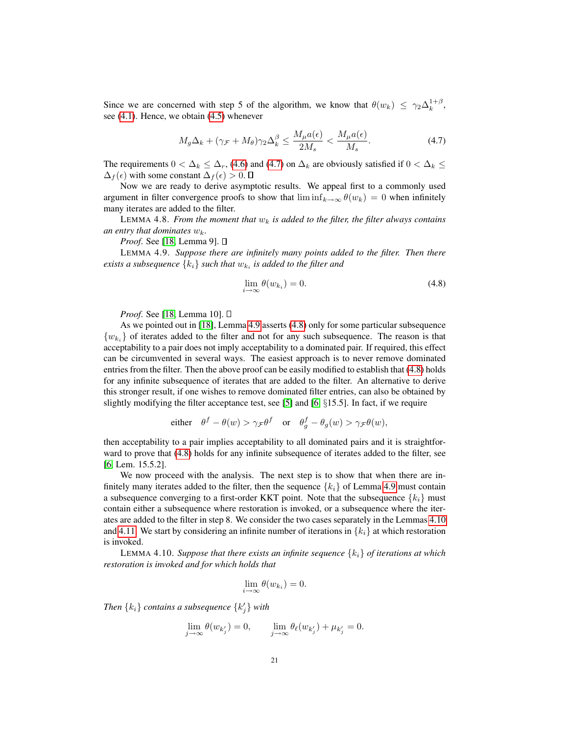Since we are concerned with step 5 of the algorithm, we know that $\theta(w_k) \leq \gamma_2 \Delta_k^{1+\beta}$, see (4.1). Hence, we obtain (4.5) whenever

$$M_g \Delta_k + (\gamma_{\mathcal{F}} + M_\theta)\gamma_2 \Delta_k^\beta \leq \frac{M_\mu a(\epsilon)}{2M_s} < \frac{M_\mu a(\epsilon)}{M_s}. \tag{4.7}$$

The requirements $0 < \Delta_k \leq \Delta_r$, (4.6) and (4.7) on $\Delta_k$ are obviously satisfied if $0 < \Delta_k \leq \Delta_f(\epsilon)$ with some constant $\Delta_f(\epsilon) > 0$. □

Now we are ready to derive asymptotic results. We appeal first to a commonly used argument in filter convergence proofs to show that $\liminf_{k\to\infty} \theta(w_k) = 0$ when infinitely many iterates are added to the filter.

LEMMA 4.8. *From the moment that $w_k$ is added to the filter, the filter always contains an entry that dominates $w_k$.*

*Proof.* See [18, Lemma 9]. □

LEMMA 4.9. *Suppose there are infinitely many points added to the filter. Then there exists a subsequence $\{k_i\}$ such that $w_{k_i}$ is added to the filter and*

$$\lim_{i\to\infty} \theta(w_{k_i}) = 0. \tag{4.8}$$

*Proof.* See [18, Lemma 10]. □

As we pointed out in [18], Lemma 4.9 asserts (4.8) only for some particular subsequence $\{w_{k_i}\}$ of iterates added to the filter and not for any such subsequence. The reason is that acceptability to a pair does not imply acceptability to a dominated pair. If required, this effect can be circumvented in several ways. The easiest approach is to never remove dominated entries from the filter. Then the above proof can be easily modified to establish that (4.8) holds for any infinite subsequence of iterates that are added to the filter. An alternative to derive this stronger result, if one wishes to remove dominated filter entries, can also be obtained by slightly modifying the filter acceptance test, see [5] and [6, §15.5]. In fact, if we require

$$\text{either} \quad \theta^f - \theta(w) > \gamma_{\mathcal{F}} \theta^f \quad \text{or} \quad \theta_g^f - \theta_g(w) > \gamma_{\mathcal{F}} \theta(w),$$

then acceptability to a pair implies acceptability to all dominated pairs and it is straightforward to prove that (4.8) holds for any infinite subsequence of iterates added to the filter, see [6, Lem. 15.5.2].

We now proceed with the analysis. The next step is to show that when there are infinitely many iterates added to the filter, then the sequence $\{k_i\}$ of Lemma 4.9 must contain a subsequence converging to a first-order KKT point. Note that the subsequence $\{k_i\}$ must contain either a subsequence where restoration is invoked, or a subsequence where the iterates are added to the filter in step 8. We consider the two cases separately in the Lemmas 4.10 and 4.11. We start by considering an infinite number of iterations in $\{k_i\}$ at which restoration is invoked.

LEMMA 4.10. *Suppose that there exists an infinite sequence $\{k_i\}$ of iterations at which restoration is invoked and for which holds that*

$$\lim_{i\to\infty} \theta(w_{k_i}) = 0.$$

*Then $\{k_i\}$ contains a subsequence $\{k'_j\}$ with*

$$\lim_{j\to\infty} \theta(w_{k'_j}) = 0, \qquad \lim_{j\to\infty} \theta_\ell(w_{k'_j}) + \mu_{k'_j} = 0.$$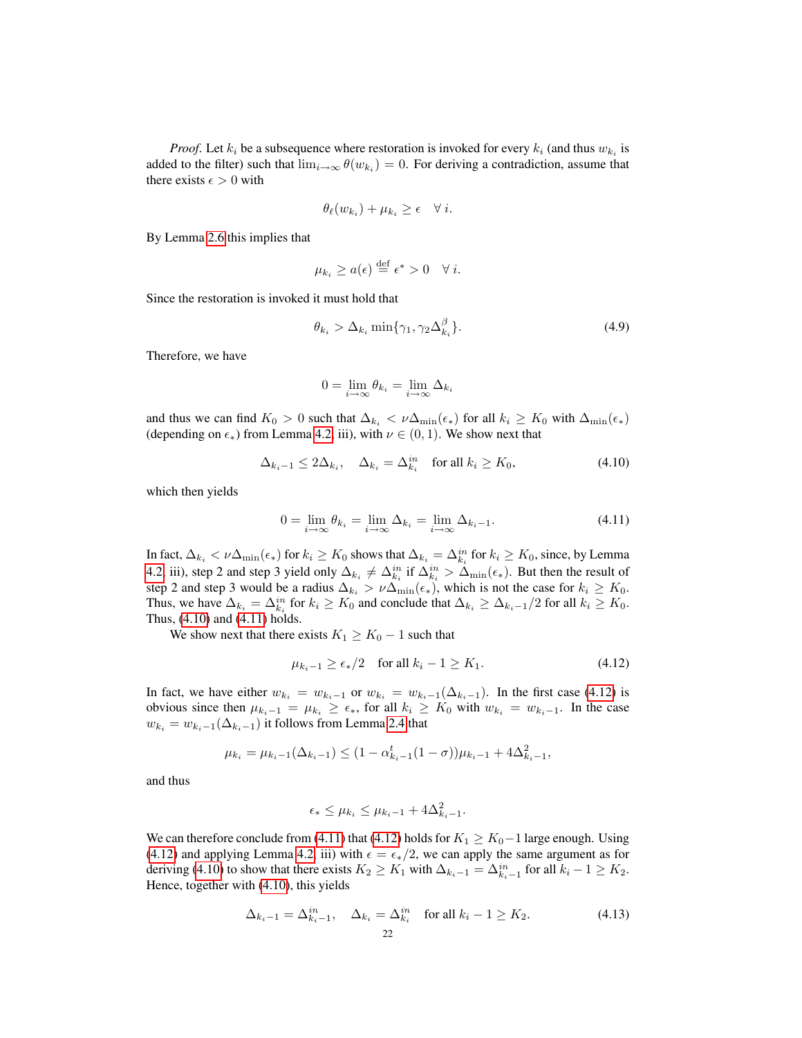*Proof.* Let $k_i$ be a subsequence where restoration is invoked for every $k_i$ (and thus $w_{k_i}$ is added to the filter) such that $\lim_{i\to\infty} \theta(w_{k_i}) = 0$. For deriving a contradiction, assume that there exists $\epsilon > 0$ with

$$\theta_\ell(w_{k_i}) + \mu_{k_i} \geq \epsilon \quad \forall\, i.$$

By Lemma 2.6 this implies that

$$\mu_{k_i} \geq a(\epsilon) \stackrel{\text{def}}{=} \epsilon^* > 0 \quad \forall\, i.$$

Since the restoration is invoked it must hold that

$$\theta_{k_i} > \Delta_{k_i} \min\{\gamma_1, \gamma_2 \Delta_{k_i}^{\beta}\}. \tag{4.9}$$

Therefore, we have

$$0 = \lim_{i\to\infty} \theta_{k_i} = \lim_{i\to\infty} \Delta_{k_i}$$

and thus we can find $K_0 > 0$ such that $\Delta_{k_i} < \nu \Delta_{\min}(\epsilon_*)$ for all $k_i \geq K_0$ with $\Delta_{\min}(\epsilon_*)$ (depending on $\epsilon_*$) from Lemma 4.2, iii), with $\nu \in (0,1)$. We show next that

$$\Delta_{k_i-1} \leq 2\Delta_{k_i}, \quad \Delta_{k_i} = \Delta_{k_i}^{in} \quad \text{for all } k_i \geq K_0, \tag{4.10}$$

which then yields

$$0 = \lim_{i\to\infty} \theta_{k_i} = \lim_{i\to\infty} \Delta_{k_i} = \lim_{i\to\infty} \Delta_{k_i-1}. \tag{4.11}$$

In fact, $\Delta_{k_i} < \nu \Delta_{\min}(\epsilon_*)$ for $k_i \geq K_0$ shows that $\Delta_{k_i} = \Delta_{k_i}^{in}$ for $k_i \geq K_0$, since, by Lemma 4.2, iii), step 2 and step 3 yield only $\Delta_{k_i} \neq \Delta_{k_i}^{in}$ if $\Delta_{k_i}^{in} > \Delta_{\min}(\epsilon_*)$. But then the result of step 2 and step 3 would be a radius $\Delta_{k_i} > \nu \Delta_{\min}(\epsilon_*)$, which is not the case for $k_i \geq K_0$. Thus, we have $\Delta_{k_i} = \Delta_{k_i}^{in}$ for $k_i \geq K_0$ and conclude that $\Delta_{k_i} \geq \Delta_{k_i-1}/2$ for all $k_i \geq K_0$. Thus, (4.10) and (4.11) holds.

We show next that there exists $K_1 \geq K_0 - 1$ such that

$$\mu_{k_i-1} \geq \epsilon_*/2 \quad \text{for all } k_i - 1 \geq K_1. \tag{4.12}$$

In fact, we have either $w_{k_i} = w_{k_i-1}$ or $w_{k_i} = w_{k_i-1}(\Delta_{k_i-1})$. In the first case (4.12) is obvious since then $\mu_{k_i-1} = \mu_{k_i} \geq \epsilon_*$, for all $k_i \geq K_0$ with $w_{k_i} = w_{k_i-1}$. In the case $w_{k_i} = w_{k_i-1}(\Delta_{k_i-1})$ it follows from Lemma 2.4 that

$$\mu_{k_i} = \mu_{k_i-1}(\Delta_{k_i-1}) \leq (1 - \alpha_{k_i-1}^t (1-\sigma))\mu_{k_i-1} + 4\Delta_{k_i-1}^2,$$

and thus

$$\epsilon_* \leq \mu_{k_i} \leq \mu_{k_i-1} + 4\Delta_{k_i-1}^2.$$

We can therefore conclude from (4.11) that (4.12) holds for $K_1 \geq K_0 - 1$ large enough. Using (4.12) and applying Lemma 4.2, iii) with $\epsilon = \epsilon_*/2$, we can apply the same argument as for deriving (4.10) to show that there exists $K_2 \geq K_1$ with $\Delta_{k_i-1} = \Delta_{k_i-1}^{in}$ for all $k_i - 1 \geq K_2$. Hence, together with (4.10), this yields

$$\Delta_{k_i-1} = \Delta_{k_i-1}^{in}, \quad \Delta_{k_i} = \Delta_{k_i}^{in} \quad \text{for all } k_i - 1 \geq K_2. \tag{4.13}$$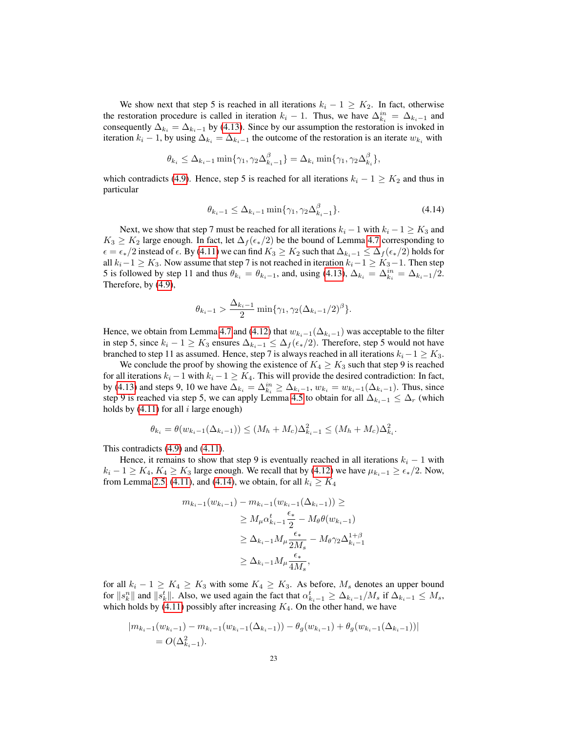We show next that step 5 is reached in all iterations $k_i - 1 \geq K_2$. In fact, otherwise the restoration procedure is called in iteration $k_i - 1$. Thus, we have $\Delta_{k_i}^{in} = \Delta_{k_i-1}$ and consequently $\Delta_{k_i} = \Delta_{k_i-1}$ by (4.13). Since by our assumption the restoration is invoked in iteration $k_i - 1$, by using $\Delta_{k_i} = \Delta_{k_i-1}$ the outcome of the restoration is an iterate $w_{k_i}$ with

$$\theta_{k_i} \leq \Delta_{k_i-1} \min\{\gamma_1, \gamma_2 \Delta_{k_i-1}^{\beta}\} = \Delta_{k_i} \min\{\gamma_1, \gamma_2 \Delta_{k_i}^{\beta}\},$$

which contradicts (4.9). Hence, step 5 is reached for all iterations $k_i - 1 \geq K_2$ and thus in particular

$$\theta_{k_i-1} \leq \Delta_{k_i-1} \min\{\gamma_1, \gamma_2 \Delta_{k_i-1}^{\beta}\}. \tag{4.14}$$

Next, we show that step 7 must be reached for all iterations $k_i - 1$ with $k_i - 1 \geq K_3$ and $K_3 \geq K_2$ large enough. In fact, let $\Delta_f(\epsilon_*/2)$ be the bound of Lemma 4.7 corresponding to $\epsilon = \epsilon_*/2$ instead of $\epsilon$. By (4.11) we can find $K_3 \geq K_2$ such that $\Delta_{k_i-1} \leq \Delta_f(\epsilon_*/2)$ holds for all $k_i - 1 \geq K_3$. Now assume that step 7 is not reached in iteration $k_i - 1 \geq K_3 - 1$. Then step 5 is followed by step 11 and thus $\theta_{k_i} = \theta_{k_i-1}$, and, using (4.13), $\Delta_{k_i} = \Delta_{k_i}^{in} = \Delta_{k_i-1}/2$. Therefore, by (4.9),

$$\theta_{k_i-1} > \frac{\Delta_{k_i-1}}{2} \min\{\gamma_1, \gamma_2 (\Delta_{k_i-1}/2)^{\beta}\}.$$

Hence, we obtain from Lemma 4.7 and (4.12) that $w_{k_i-1}(\Delta_{k_i-1})$ was acceptable to the filter in step 5, since $k_i - 1 \geq K_3$ ensures $\Delta_{k_i-1} \leq \Delta_f(\epsilon_*/2)$. Therefore, step 5 would not have branched to step 11 as assumed. Hence, step 7 is always reached in all iterations $k_i - 1 \geq K_3$.

We conclude the proof by showing the existence of $K_4 \geq K_3$ such that step 9 is reached for all iterations $k_i - 1$ with $k_i - 1 \geq K_4$. This will provide the desired contradiction: In fact, by (4.13) and steps 9, 10 we have $\Delta_{k_i} = \Delta_{k_i}^{in} \geq \Delta_{k_i-1}$, $w_{k_i} = w_{k_i-1}(\Delta_{k_i-1})$. Thus, since step 9 is reached via step 5, we can apply Lemma 4.5 to obtain for all $\Delta_{k_i-1} \leq \Delta_r$ (which holds by (4.11) for all $i$ large enough)

$$\theta_{k_i} = \theta(w_{k_i-1}(\Delta_{k_i-1})) \leq (M_h + M_c)\Delta_{k_i-1}^2 \leq (M_h + M_c)\Delta_{k_i}^2.$$

This contradicts (4.9) and (4.11).

Hence, it remains to show that step 9 is eventually reached in all iterations $k_i - 1$ with $k_i - 1 \geq K_4$, $K_4 \geq K_3$ large enough. We recall that by (4.12) we have $\mu_{k_i-1} \geq \epsilon_*/2$. Now, from Lemma 2.5, (4.11), and (4.14), we obtain, for all $k_i \geq K_4$

$$\begin{aligned}
m_{k_i-1}(w_{k_i-1}) - m_{k_i-1}(w_{k_i-1}(\Delta_{k_i-1})) \geq& \\
&\geq M_\mu \alpha_{k_i-1}^t \frac{\epsilon_*}{2} - M_\theta \theta(w_{k_i-1}) \\
&\geq \Delta_{k_i-1} M_\mu \frac{\epsilon_*}{2M_s} - M_\theta \gamma_2 \Delta_{k_i-1}^{1+\beta} \\
&\geq \Delta_{k_i-1} M_\mu \frac{\epsilon_*}{4M_s},
\end{aligned}$$

for all $k_i - 1 \geq K_4 \geq K_3$ with some $K_4 \geq K_3$. As before, $M_s$ denotes an upper bound for $\|s_k^n\|$ and $\|s_k^t\|$. Also, we used again the fact that $\alpha_{k_i-1}^t \geq \Delta_{k_i-1}/M_s$ if $\Delta_{k_i-1} \leq M_s$, which holds by (4.11) possibly after increasing $K_4$. On the other hand, we have

$$\begin{aligned}
&|m_{k_i-1}(w_{k_i-1}) - m_{k_i-1}(w_{k_i-1}(\Delta_{k_i-1})) - \theta_g(w_{k_i-1}) + \theta_g(w_{k_i-1}(\Delta_{k_i-1}))| \\
&\quad = O(\Delta_{k_i-1}^2).
\end{aligned}$$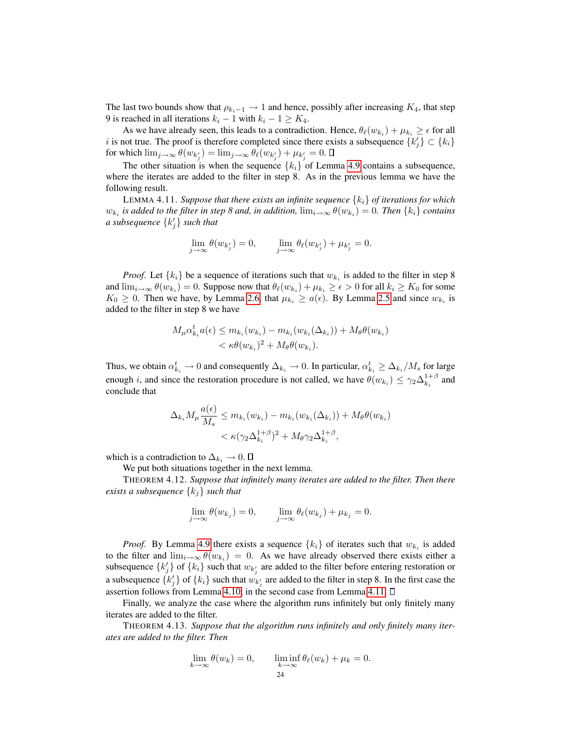The last two bounds show that $\rho_{k_i-1} \to 1$ and hence, possibly after increasing $K_4$, that step 9 is reached in all iterations $k_i - 1$ with $k_i - 1 \geq K_4$.

As we have already seen, this leads to a contradiction. Hence, $\theta_\ell(w_{k_i}) + \mu_{k_i} \geq \epsilon$ for all $i$ is not true. The proof is therefore completed since there exists a subsequence $\{k'_j\} \subset \{k_i\}$ for which $\lim_{j\to\infty} \theta(w_{k'_j}) = \lim_{j\to\infty} \theta_\ell(w_{k'_j}) + \mu_{k'_j} = 0$. ∎

The other situation is when the sequence $\{k_i\}$ of Lemma 4.9 contains a subsequence, where the iterates are added to the filter in step 8. As in the previous lemma we have the following result.

LEMMA 4.11. *Suppose that there exists an infinite sequence $\{k_i\}$ of iterations for which $w_{k_i}$ is added to the filter in step 8 and, in addition, $\lim_{i\to\infty} \theta(w_{k_i}) = 0$. Then $\{k_i\}$ contains a subsequence $\{k'_j\}$ such that*

$$\lim_{j\to\infty} \theta(w_{k'_j}) = 0, \qquad \lim_{j\to\infty} \theta_\ell(w_{k'_j}) + \mu_{k'_j} = 0.$$

*Proof.* Let $\{k_i\}$ be a sequence of iterations such that $w_{k_i}$ is added to the filter in step 8 and $\lim_{i\to\infty} \theta(w_{k_i}) = 0$. Suppose now that $\theta_\ell(w_{k_i}) + \mu_{k_i} \geq \epsilon > 0$ for all $k_i \geq K_0$ for some $K_0 \geq 0$. Then we have, by Lemma 2.6, that $\mu_{k_i} \geq a(\epsilon)$. By Lemma 2.5 and since $w_{k_i}$ is added to the filter in step 8 we have

$$\begin{aligned} M_\mu \alpha^t_{k_i} a(\epsilon) &\leq m_{k_i}(w_{k_i}) - m_{k_i}(w_{k_i}(\Delta_{k_i})) + M_\theta \theta(w_{k_i}) \\ &< \kappa \theta(w_{k_i})^2 + M_\theta \theta(w_{k_i}). \end{aligned}$$

Thus, we obtain $\alpha^t_{k_i} \to 0$ and consequently $\Delta_{k_i} \to 0$. In particular, $\alpha^t_{k_i} \geq \Delta_{k_i}/M_s$ for large enough $i$, and since the restoration procedure is not called, we have $\theta(w_{k_i}) \leq \gamma_2 \Delta_{k_i}^{1+\beta}$ and conclude that

$$\begin{aligned} \Delta_{k_i} M_\mu \frac{a(\epsilon)}{M_s} &\leq m_{k_i}(w_{k_i}) - m_{k_i}(w_{k_i}(\Delta_{k_i})) + M_\theta \theta(w_{k_i}) \\ &< \kappa(\gamma_2 \Delta_{k_i}^{1+\beta})^2 + M_\theta \gamma_2 \Delta_{k_i}^{1+\beta}, \end{aligned}$$

which is a contradiction to $\Delta_{k_i} \to 0$. ∎

We put both situations together in the next lemma.

THEOREM 4.12. *Suppose that infinitely many iterates are added to the filter. Then there exists a subsequence $\{k_j\}$ such that*

$$\lim_{j\to\infty} \theta(w_{k_j}) = 0, \qquad \lim_{j\to\infty} \theta_\ell(w_{k_j}) + \mu_{k_j} = 0.$$

*Proof.* By Lemma 4.9 there exists a sequence $\{k_i\}$ of iterates such that $w_{k_i}$ is added to the filter and $\lim_{i\to\infty} \theta(w_{k_i}) = 0$. As we have already observed there exists either a subsequence $\{k'_j\}$ of $\{k_i\}$ such that $w_{k'_j}$ are added to the filter before entering restoration or a subsequence $\{k'_j\}$ of $\{k_i\}$ such that $w_{k'_j}$ are added to the filter in step 8. In the first case the assertion follows from Lemma 4.10, in the second case from Lemma 4.11. ∎

Finally, we analyze the case where the algorithm runs infinitely but only finitely many iterates are added to the filter.

THEOREM 4.13. *Suppose that the algorithm runs infinitely and only finitely many iterates are added to the filter. Then*

$$\lim_{k\to\infty} \theta(w_k) = 0, \qquad \liminf_{k\to\infty} \theta_\ell(w_k) + \mu_k = 0.$$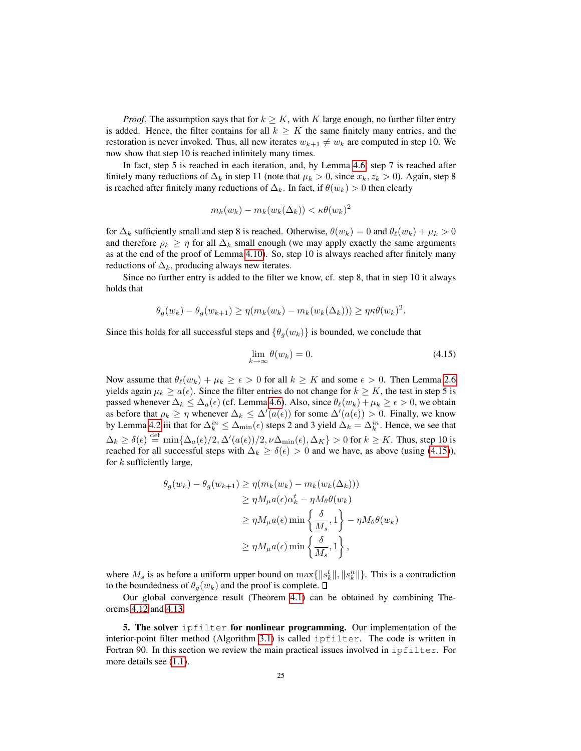*Proof.* The assumption says that for $k \geq K$, with $K$ large enough, no further filter entry is added. Hence, the filter contains for all $k \geq K$ the same finitely many entries, and the restoration is never invoked. Thus, all new iterates $w_{k+1} \neq w_k$ are computed in step 10. We now show that step 10 is reached infinitely many times.

In fact, step 5 is reached in each iteration, and, by Lemma 4.6, step 7 is reached after finitely many reductions of $\Delta_k$ in step 11 (note that $\mu_k > 0$, since $x_k, z_k > 0$). Again, step 8 is reached after finitely many reductions of $\Delta_k$. In fact, if $\theta(w_k) > 0$ then clearly

$$m_k(w_k) - m_k(w_k(\Delta_k)) < \kappa \theta(w_k)^2$$

for $\Delta_k$ sufficiently small and step 8 is reached. Otherwise, $\theta(w_k) = 0$ and $\theta_\ell(w_k) + \mu_k > 0$ and therefore $\rho_k \geq \eta$ for all $\Delta_k$ small enough (we may apply exactly the same arguments as at the end of the proof of Lemma 4.10). So, step 10 is always reached after finitely many reductions of $\Delta_k$, producing always new iterates.

Since no further entry is added to the filter we know, cf. step 8, that in step 10 it always holds that

$$\theta_g(w_k) - \theta_g(w_{k+1}) \geq \eta(m_k(w_k) - m_k(w_k(\Delta_k))) \geq \eta\kappa\theta(w_k)^2.$$

Since this holds for all successful steps and $\{\theta_g(w_k)\}$ is bounded, we conclude that

$$\lim_{k\to\infty} \theta(w_k) = 0. \tag{4.15}$$

Now assume that $\theta_\ell(w_k) + \mu_k \geq \epsilon > 0$ for all $k \geq K$ and some $\epsilon > 0$. Then Lemma 2.6 yields again $\mu_k \geq a(\epsilon)$. Since the filter entries do not change for $k \geq K$, the test in step 5 is passed whenever $\Delta_k \leq \Delta_a(\epsilon)$ (cf. Lemma 4.6). Also, since $\theta_\ell(w_k) + \mu_k \geq \epsilon > 0$, we obtain as before that $\rho_k \geq \eta$ whenever $\Delta_k \leq \Delta'(a(\epsilon))$ for some $\Delta'(a(\epsilon)) > 0$. Finally, we know by Lemma 4.2 iii that for $\Delta_k^{in} \leq \Delta_{\min}(\epsilon)$ steps 2 and 3 yield $\Delta_k = \Delta_k^{in}$. Hence, we see that $\Delta_k \geq \delta(\epsilon) \stackrel{\text{def}}{=} \min\{\Delta_a(\epsilon)/2, \Delta'(a(\epsilon))/2, \nu\Delta_{\min}(\epsilon), \Delta_K\} > 0$ for $k \geq K$. Thus, step 10 is reached for all successful steps with $\Delta_k \geq \delta(\epsilon) > 0$ and we have, as above (using (4.15)), for $k$ sufficiently large,

$$\begin{aligned}
\theta_g(w_k) - \theta_g(w_{k+1}) &\geq \eta(m_k(w_k) - m_k(w_k(\Delta_k))) \\
&\geq \eta M_\mu a(\epsilon)\alpha_k^t - \eta M_\theta \theta(w_k) \\
&\geq \eta M_\mu a(\epsilon) \min\left\{\frac{\delta}{M_s}, 1\right\} - \eta M_\theta \theta(w_k) \\
&\geq \eta M_\mu a(\epsilon) \min\left\{\frac{\delta}{M_s}, 1\right\},
\end{aligned}$$

where $M_s$ is as before a uniform upper bound on $\max\{\|s_k^t\|, \|s_k^n\|\}$. This is a contradiction to the boundedness of $\theta_g(w_k)$ and the proof is complete. $\square$

Our global convergence result (Theorem 4.1) can be obtained by combining Theorems 4.12 and 4.13.

**5. The solver** `ipfilter` **for nonlinear programming.** Our implementation of the interior-point filter method (Algorithm 3.1) is called `ipfilter`. The code is written in Fortran 90. In this section we review the main practical issues involved in `ipfilter`. For more details see (1.1).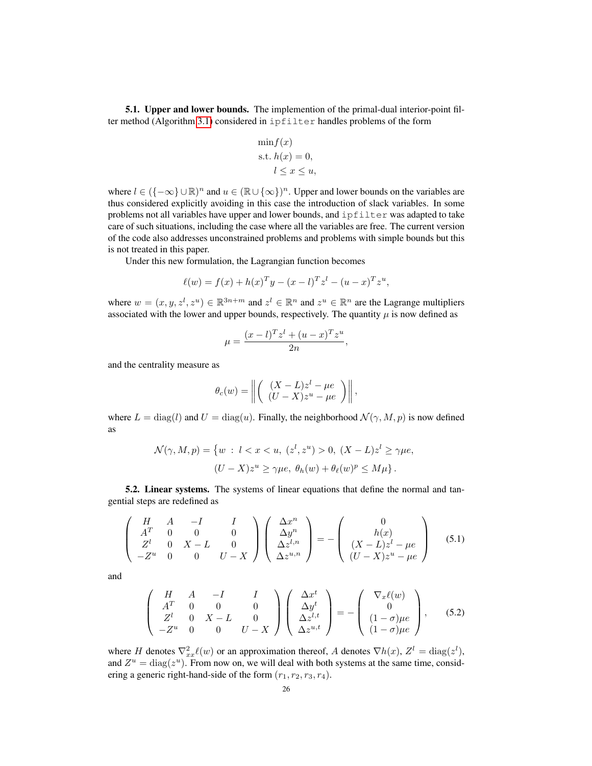**5.1. Upper and lower bounds.** The implemention of the primal-dual interior-point filter method (Algorithm 3.1) considered in ipfilter handles problems of the form

$$
\begin{aligned}
&\min f(x) \\
&\text{s.t. } h(x) = 0, \\
&\qquad l \leq x \leq u,
\end{aligned}
$$

where $l \in (\{-\infty\} \cup \mathbb{R})^n$ and $u \in (\mathbb{R} \cup \{\infty\})^n$. Upper and lower bounds on the variables are thus considered explicitly avoiding in this case the introduction of slack variables. In some problems not all variables have upper and lower bounds, and ipfilter was adapted to take care of such situations, including the case where all the variables are free. The current version of the code also addresses unconstrained problems and problems with simple bounds but this is not treated in this paper.

Under this new formulation, the Lagrangian function becomes

$$
\ell(w) = f(x) + h(x)^T y - (x - l)^T z^l - (u - x)^T z^u,
$$

where $w = (x, y, z^l, z^u) \in \mathbb{R}^{3n+m}$ and $z^l \in \mathbb{R}^n$ and $z^u \in \mathbb{R}^n$ are the Lagrange multipliers associated with the lower and upper bounds, respectively. The quantity $\mu$ is now defined as

$$
\mu = \frac{(x - l)^T z^l + (u - x)^T z^u}{2n},
$$

and the centrality measure as

$$
\theta_c(w) = \left\| \begin{pmatrix} (X - L) z^l - \mu e \\ (U - X) z^u - \mu e \end{pmatrix} \right\|,
$$

where $L = \operatorname{diag}(l)$ and $U = \operatorname{diag}(u)$. Finally, the neighborhood $\mathcal{N}(\gamma, M, p)$ is now defined as

$$
\begin{aligned}
\mathcal{N}(\gamma, M, p) = \big\{ w \ : \ & l < x < u,\ (z^l, z^u) > 0,\ (X - L) z^l \geq \gamma \mu e, \\
& (U - X) z^u \geq \gamma \mu e,\ \theta_h(w) + \theta_\ell(w)^p \leq M \mu \big\}.
\end{aligned}
$$

**5.2. Linear systems.** The systems of linear equations that define the normal and tangential steps are redefined as

$$
\begin{pmatrix}
H & A & -I & I \\
A^T & 0 & 0 & 0 \\
Z^l & 0 & X - L & 0 \\
-Z^u & 0 & 0 & U - X
\end{pmatrix}
\begin{pmatrix}
\Delta x^n \\ \Delta y^n \\ \Delta z^{l,n} \\ \Delta z^{u,n}
\end{pmatrix}
= -
\begin{pmatrix}
0 \\ h(x) \\ (X - L) z^l - \mu e \\ (U - X) z^u - \mu e
\end{pmatrix}
\tag{5.1}
$$

and

$$
\begin{pmatrix}
H & A & -I & I \\
A^T & 0 & 0 & 0 \\
Z^l & 0 & X - L & 0 \\
-Z^u & 0 & 0 & U - X
\end{pmatrix}
\begin{pmatrix}
\Delta x^t \\ \Delta y^t \\ \Delta z^{l,t} \\ \Delta z^{u,t}
\end{pmatrix}
= -
\begin{pmatrix}
\nabla_x \ell(w) \\ 0 \\ (1 - \sigma) \mu e \\ (1 - \sigma) \mu e
\end{pmatrix},
\tag{5.2}
$$

where $H$ denotes $\nabla^2_{xx} \ell(w)$ or an approximation thereof, $A$ denotes $\nabla h(x)$, $Z^l = \operatorname{diag}(z^l)$, and $Z^u = \operatorname{diag}(z^u)$. From now on, we will deal with both systems at the same time, considering a generic right-hand-side of the form $(r_1, r_2, r_3, r_4)$.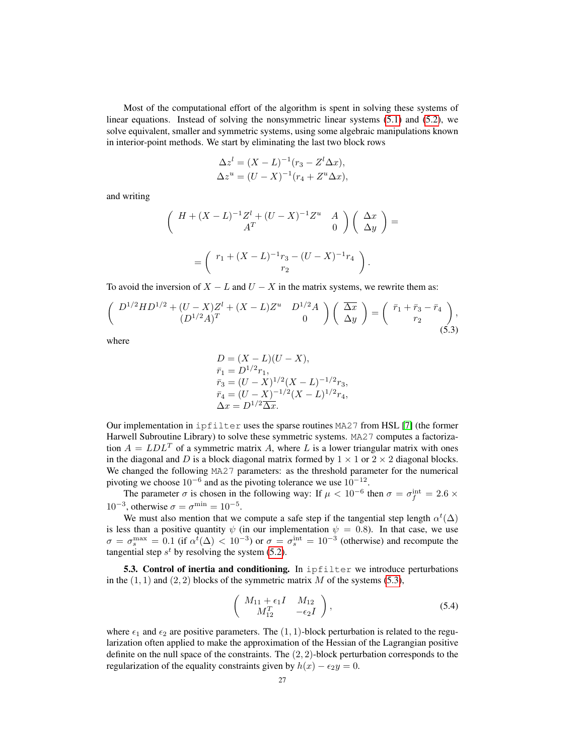Most of the computational effort of the algorithm is spent in solving these systems of linear equations. Instead of solving the nonsymmetric linear systems (5.1) and (5.2), we solve equivalent, smaller and symmetric systems, using some algebraic manipulations known in interior-point methods. We start by eliminating the last two block rows

$$\Delta z^l = (X - L)^{-1}(r_3 - Z^l \Delta x),$$
$$\Delta z^u = (U - X)^{-1}(r_4 + Z^u \Delta x),$$

and writing

$$\begin{pmatrix} H + (X-L)^{-1}Z^l + (U-X)^{-1}Z^u & A \\ A^T & 0 \end{pmatrix} \begin{pmatrix} \Delta x \\ \Delta y \end{pmatrix} =$$

$$= \begin{pmatrix} r_1 + (X-L)^{-1} r_3 - (U-X)^{-1} r_4 \\ r_2 \end{pmatrix}.$$

To avoid the inversion of $X - L$ and $U - X$ in the matrix systems, we rewrite them as:

$$\begin{pmatrix} D^{1/2} H D^{1/2} + (U-X)Z^l + (X-L)Z^u & D^{1/2}A \\ (D^{1/2}A)^T & 0 \end{pmatrix} \begin{pmatrix} \overline{\Delta x} \\ \Delta y \end{pmatrix} = \begin{pmatrix} \bar{r}_1 + \bar{r}_3 - \bar{r}_4 \\ r_2 \end{pmatrix}, \tag{5.3}$$

where

$$D = (X-L)(U-X),$$
$$\bar{r}_1 = D^{1/2} r_1,$$
$$\bar{r}_3 = (U-X)^{1/2}(X-L)^{-1/2} r_3,$$
$$\bar{r}_4 = (U-X)^{-1/2}(X-L)^{1/2} r_4,$$
$$\Delta x = D^{1/2}\overline{\Delta x}.$$

Our implementation in `ipfilter` uses the sparse routines `MA27` from HSL [7] (the former Harwell Subroutine Library) to solve these symmetric systems. `MA27` computes a factorization $A = LDL^T$ of a symmetric matrix $A$, where $L$ is a lower triangular matrix with ones in the diagonal and $D$ is a block diagonal matrix formed by $1 \times 1$ or $2 \times 2$ diagonal blocks. We changed the following `MA27` parameters: as the threshold parameter for the numerical pivoting we choose $10^{-6}$ and as the pivoting tolerance we use $10^{-12}$.

The parameter $\sigma$ is chosen in the following way: If $\mu < 10^{-6}$ then $\sigma = \sigma_f^{\text{int}} = 2.6 \times 10^{-3}$, otherwise $\sigma = \sigma^{\min} = 10^{-5}$.

We must also mention that we compute a safe step if the tangential step length $\alpha^t(\Delta)$ is less than a positive quantity $\psi$ (in our implementation $\psi = 0.8$). In that case, we use $\sigma = \sigma_s^{\max} = 0.1$ (if $\alpha^t(\Delta) < 10^{-3}$) or $\sigma = \sigma_s^{\text{int}} = 10^{-3}$ (otherwise) and recompute the tangential step $s^t$ by resolving the system (5.2).

**5.3. Control of inertia and conditioning.** In `ipfilter` we introduce perturbations in the $(1,1)$ and $(2,2)$ blocks of the symmetric matrix $M$ of the systems (5.3),

$$\begin{pmatrix} M_{11} + \epsilon_1 I & M_{12} \\ M_{12}^T & -\epsilon_2 I \end{pmatrix}, \tag{5.4}$$

where $\epsilon_1$ and $\epsilon_2$ are positive parameters. The $(1,1)$-block perturbation is related to the regularization often applied to make the approximation of the Hessian of the Lagrangian positive definite on the null space of the constraints. The $(2,2)$-block perturbation corresponds to the regularization of the equality constraints given by $h(x) - \epsilon_2 y = 0$.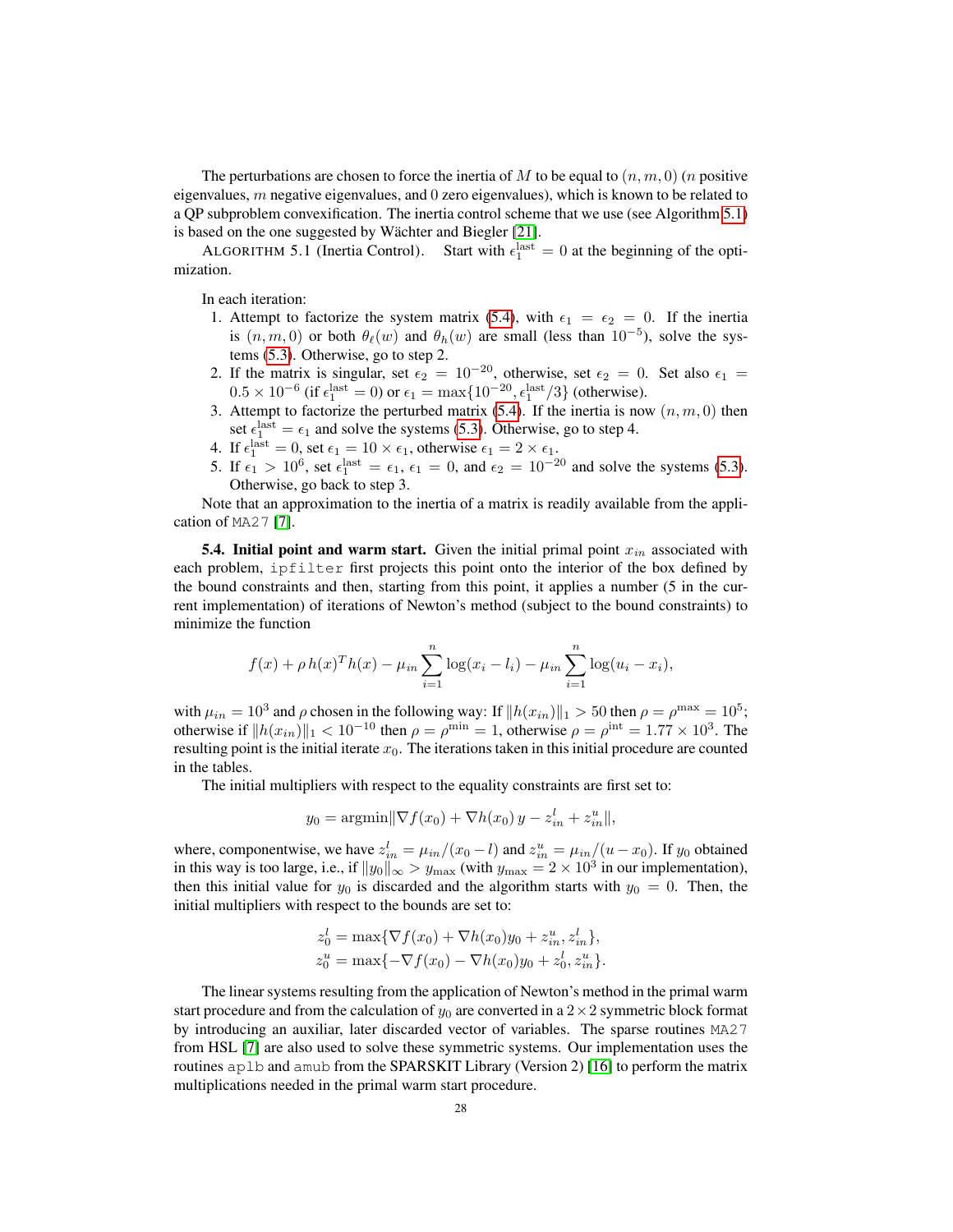The perturbations are chosen to force the inertia of $M$ to be equal to $(n, m, 0)$ ($n$ positive eigenvalues, $m$ negative eigenvalues, and $0$ zero eigenvalues), which is known to be related to a QP subproblem convexification. The inertia control scheme that we use (see Algorithm 5.1) is based on the one suggested by Wächter and Biegler [21].

ALGORITHM 5.1 (Inertia Control). Start with $\epsilon_1^{\text{last}} = 0$ at the beginning of the optimization.

In each iteration:

1. Attempt to factorize the system matrix (5.4), with $\epsilon_1 = \epsilon_2 = 0$. If the inertia is $(n, m, 0)$ or both $\theta_\ell(w)$ and $\theta_h(w)$ are small (less than $10^{-5}$), solve the systems (5.3). Otherwise, go to step 2.
2. If the matrix is singular, set $\epsilon_2 = 10^{-20}$, otherwise, set $\epsilon_2 = 0$. Set also $\epsilon_1 = 0.5 \times 10^{-6}$ (if $\epsilon_1^{\text{last}} = 0$) or $\epsilon_1 = \max\{10^{-20}, \epsilon_1^{\text{last}}/3\}$ (otherwise).
3. Attempt to factorize the perturbed matrix (5.4). If the inertia is now $(n, m, 0)$ then set $\epsilon_1^{\text{last}} = \epsilon_1$ and solve the systems (5.3). Otherwise, go to step 4.
4. If $\epsilon_1^{\text{last}} = 0$, set $\epsilon_1 = 10 \times \epsilon_1$, otherwise $\epsilon_1 = 2 \times \epsilon_1$.
5. If $\epsilon_1 > 10^6$, set $\epsilon_1^{\text{last}} = \epsilon_1$, $\epsilon_1 = 0$, and $\epsilon_2 = 10^{-20}$ and solve the systems (5.3). Otherwise, go back to step 3.

Note that an approximation to the inertia of a matrix is readily available from the application of MA27 [7].

**5.4. Initial point and warm start.** Given the initial primal point $x_{in}$ associated with each problem, ipfilter first projects this point onto the interior of the box defined by the bound constraints and then, starting from this point, it applies a number (5 in the current implementation) of iterations of Newton's method (subject to the bound constraints) to minimize the function

$$f(x) + \rho\, h(x)^T h(x) - \mu_{in} \sum_{i=1}^{n} \log(x_i - l_i) - \mu_{in} \sum_{i=1}^{n} \log(u_i - x_i),$$

with $\mu_{in} = 10^3$ and $\rho$ chosen in the following way: If $\|h(x_{in})\|_1 > 50$ then $\rho = \rho^{\max} = 10^5$; otherwise if $\|h(x_{in})\|_1 < 10^{-10}$ then $\rho = \rho^{\min} = 1$, otherwise $\rho = \rho^{\text{int}} = 1.77 \times 10^3$. The resulting point is the initial iterate $x_0$. The iterations taken in this initial procedure are counted in the tables.

The initial multipliers with respect to the equality constraints are first set to:

$$y_0 = \operatorname{argmin} \|\nabla f(x_0) + \nabla h(x_0)\, y - z_{in}^l + z_{in}^u\|,$$

where, componentwise, we have $z_{in}^l = \mu_{in}/(x_0 - l)$ and $z_{in}^u = \mu_{in}/(u - x_0)$. If $y_0$ obtained in this way is too large, i.e., if $\|y_0\|_\infty > y_{\max}$ (with $y_{\max} = 2 \times 10^3$ in our implementation), then this initial value for $y_0$ is discarded and the algorithm starts with $y_0 = 0$. Then, the initial multipliers with respect to the bounds are set to:

$$z_0^l = \max\{\nabla f(x_0) + \nabla h(x_0) y_0 + z_{in}^u, z_{in}^l\},$$
$$z_0^u = \max\{-\nabla f(x_0) - \nabla h(x_0) y_0 + z_0^l, z_{in}^u\}.$$

The linear systems resulting from the application of Newton's method in the primal warm start procedure and from the calculation of $y_0$ are converted in a $2 \times 2$ symmetric block format by introducing an auxiliar, later discarded vector of variables. The sparse routines MA27 from HSL [7] are also used to solve these symmetric systems. Our implementation uses the routines aplb and amub from the SPARSKIT Library (Version 2) [16] to perform the matrix multiplications needed in the primal warm start procedure.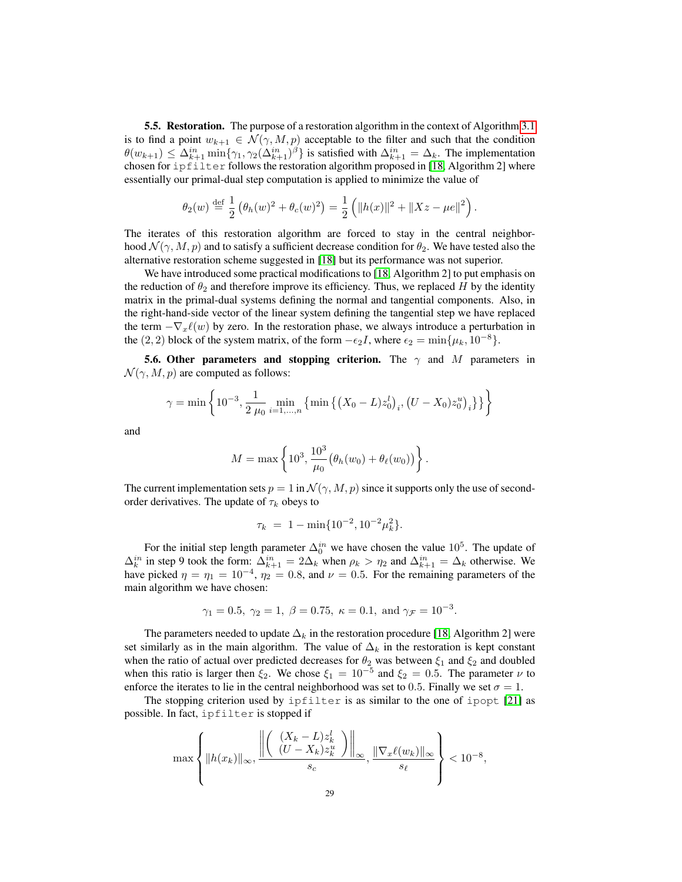**5.5. Restoration.** The purpose of a restoration algorithm in the context of Algorithm 3.1 is to find a point $w_{k+1} \in \mathcal{N}(\gamma, M, p)$ acceptable to the filter and such that the condition $\theta(w_{k+1}) \leq \Delta_{k+1}^{in} \min\{\gamma_1, \gamma_2(\Delta_{k+1}^{in})^{\beta}\}$ is satisfied with $\Delta_{k+1}^{in} = \Delta_k$. The implementation chosen for `ipfilter` follows the restoration algorithm proposed in [18, Algorithm 2] where essentially our primal-dual step computation is applied to minimize the value of

$$\theta_2(w) \stackrel{\text{def}}{=} \frac{1}{2}\left(\theta_h(w)^2 + \theta_c(w)^2\right) = \frac{1}{2}\left(\|h(x)\|^2 + \|Xz - \mu e\|^2\right).$$

The iterates of this restoration algorithm are forced to stay in the central neighborhood $\mathcal{N}(\gamma, M, p)$ and to satisfy a sufficient decrease condition for $\theta_2$. We have tested also the alternative restoration scheme suggested in [18] but its performance was not superior.

We have introduced some practical modifications to [18, Algorithm 2] to put emphasis on the reduction of $\theta_2$ and therefore improve its efficiency. Thus, we replaced $H$ by the identity matrix in the primal-dual systems defining the normal and tangential components. Also, in the right-hand-side vector of the linear system defining the tangential step we have replaced the term $-\nabla_x \ell(w)$ by zero. In the restoration phase, we always introduce a perturbation in the $(2,2)$ block of the system matrix, of the form $-\epsilon_2 I$, where $\epsilon_2 = \min\{\mu_k, 10^{-8}\}$.

**5.6. Other parameters and stopping criterion.** The $\gamma$ and $M$ parameters in $\mathcal{N}(\gamma, M, p)$ are computed as follows:

$$\gamma = \min\left\{10^{-3}, \frac{1}{2\,\mu_0} \min_{i=1,\ldots,n}\left\{\min\left\{\left((X_0 - L)z_0^l\right)_i, \left((U - X_0)z_0^u\right)_i\right\}\right\}\right\}$$

and

$$M = \max\left\{10^3, \frac{10^3}{\mu_0}\big(\theta_h(w_0) + \theta_\ell(w_0)\big)\right\}.$$

The current implementation sets $p = 1$ in $\mathcal{N}(\gamma, M, p)$ since it supports only the use of second-order derivatives. The update of $\tau_k$ obeys to

$$\tau_k \;=\; 1 - \min\{10^{-2}, 10^{-2}\mu_k^2\}.$$

For the initial step length parameter $\Delta_0^{in}$ we have chosen the value $10^5$. The update of $\Delta_k^{in}$ in step 9 took the form: $\Delta_{k+1}^{in} = 2\Delta_k$ when $\rho_k > \eta_2$ and $\Delta_{k+1}^{in} = \Delta_k$ otherwise. We have picked $\eta = \eta_1 = 10^{-4}$, $\eta_2 = 0.8$, and $\nu = 0.5$. For the remaining parameters of the main algorithm we have chosen:

$$\gamma_1 = 0.5,\ \gamma_2 = 1,\ \beta = 0.75,\ \kappa = 0.1,\ \text{and}\ \gamma_{\mathcal{F}} = 10^{-3}.$$

The parameters needed to update $\Delta_k$ in the restoration procedure [18, Algorithm 2] were set similarly as in the main algorithm. The value of $\Delta_k$ in the restoration is kept constant when the ratio of actual over predicted decreases for $\theta_2$ was between $\xi_1$ and $\xi_2$ and doubled when this ratio is larger then $\xi_2$. We chose $\xi_1 = 10^{-5}$ and $\xi_2 = 0.5$. The parameter $\nu$ to enforce the iterates to lie in the central neighborhood was set to $0.5$. Finally we set $\sigma = 1$.

The stopping criterion used by `ipfilter` is as similar to the one of `ipopt` [21] as possible. In fact, `ipfilter` is stopped if

$$\max\left\{\|h(x_k)\|_\infty, \frac{\left\|\begin{pmatrix}(X_k - L)z_k^l \\ (U - X_k)z_k^u\end{pmatrix}\right\|_\infty}{s_c}, \frac{\|\nabla_x \ell(w_k)\|_\infty}{s_\ell}\right\} < 10^{-8},$$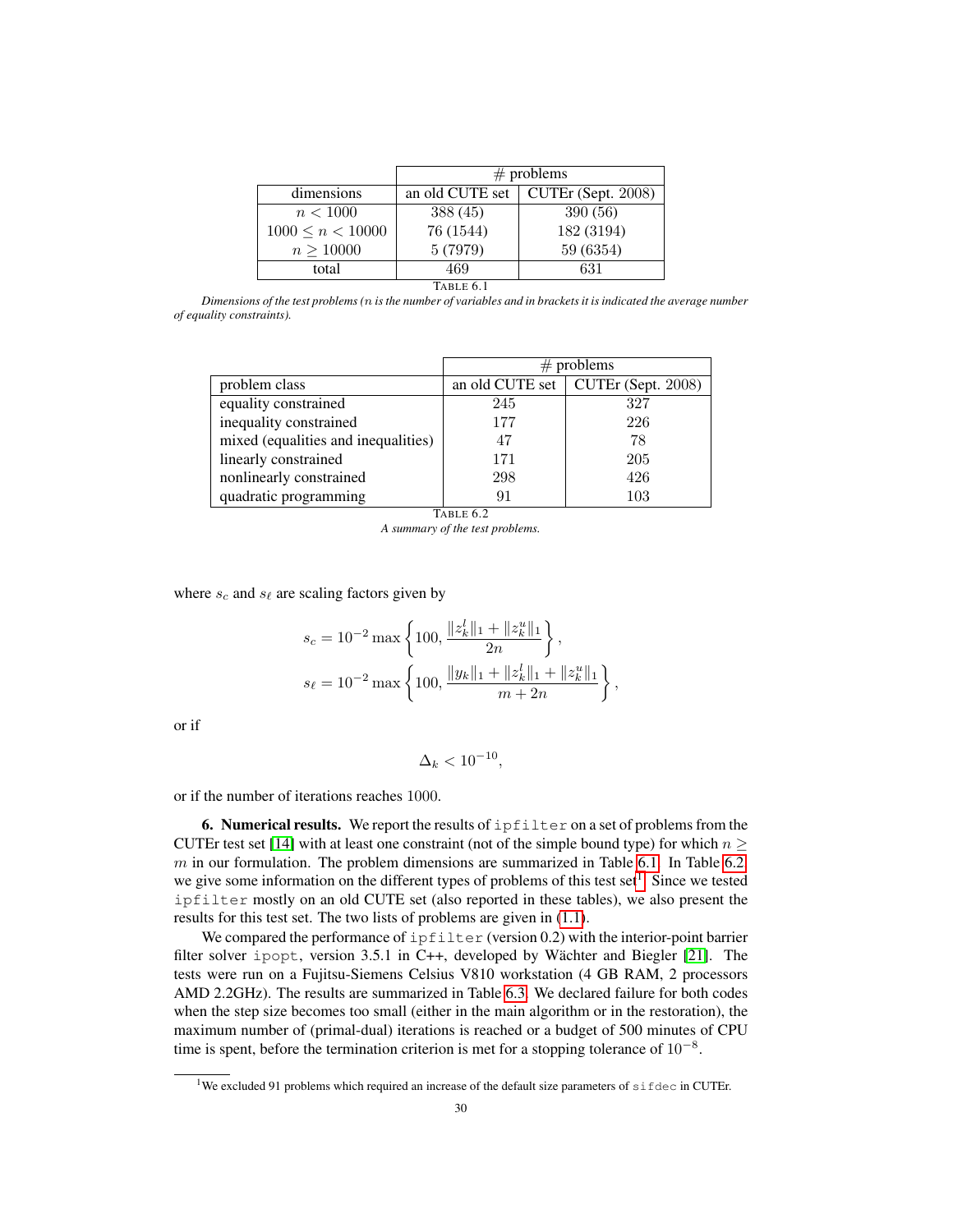| | # problems | |
|---|---|---|
| dimensions | an old CUTE set | CUTEr (Sept. 2008) |
| $n < 1000$ | 388 (45) | 390 (56) |
| $1000 \leq n < 10000$ | 76 (1544) | 182 (3194) |
| $n \geq 10000$ | 5 (7979) | 59 (6354) |
| total | 469 | 631 |

TABLE 6.1

*Dimensions of the test problems ($n$ is the number of variables and in brackets it is indicated the average number of equality constraints).*

| | # problems | |
|---|---|---|
| problem class | an old CUTE set | CUTEr (Sept. 2008) |
| equality constrained | 245 | 327 |
| inequality constrained | 177 | 226 |
| mixed (equalities and inequalities) | 47 | 78 |
| linearly constrained | 171 | 205 |
| nonlinearly constrained | 298 | 426 |
| quadratic programming | 91 | 103 |

TABLE 6.2

*A summary of the test problems.*

where $s_c$ and $s_\ell$ are scaling factors given by

$$s_c = 10^{-2} \max\left\{100, \frac{\|z_k^l\|_1 + \|z_k^u\|_1}{2n}\right\},$$

$$s_\ell = 10^{-2} \max\left\{100, \frac{\|y_k\|_1 + \|z_k^l\|_1 + \|z_k^u\|_1}{m + 2n}\right\},$$

or if

$$\Delta_k < 10^{-10},$$

or if the number of iterations reaches 1000.

**6. Numerical results.** We report the results of `ipfilter` on a set of problems from the CUTEr test set [14] with at least one constraint (not of the simple bound type) for which $n \geq m$ in our formulation. The problem dimensions are summarized in Table 6.1. In Table 6.2 we give some information on the different types of problems of this test set[1]. Since we tested `ipfilter` mostly on an old CUTE set (also reported in these tables), we also present the results for this test set. The two lists of problems are given in (1.1).

We compared the performance of `ipfilter` (version 0.2) with the interior-point barrier filter solver `ipopt`, version 3.5.1 in C++, developed by Wächter and Biegler [21]. The tests were run on a Fujitsu-Siemens Celsius V810 workstation (4 GB RAM, 2 processors AMD 2.2GHz). The results are summarized in Table 6.3. We declared failure for both codes when the step size becomes too small (either in the main algorithm or in the restoration), the maximum number of (primal-dual) iterations is reached or a budget of 500 minutes of CPU time is spent, before the termination criterion is met for a stopping tolerance of $10^{-8}$.

[1] We excluded 91 problems which required an increase of the default size parameters of `sifdec` in CUTEr.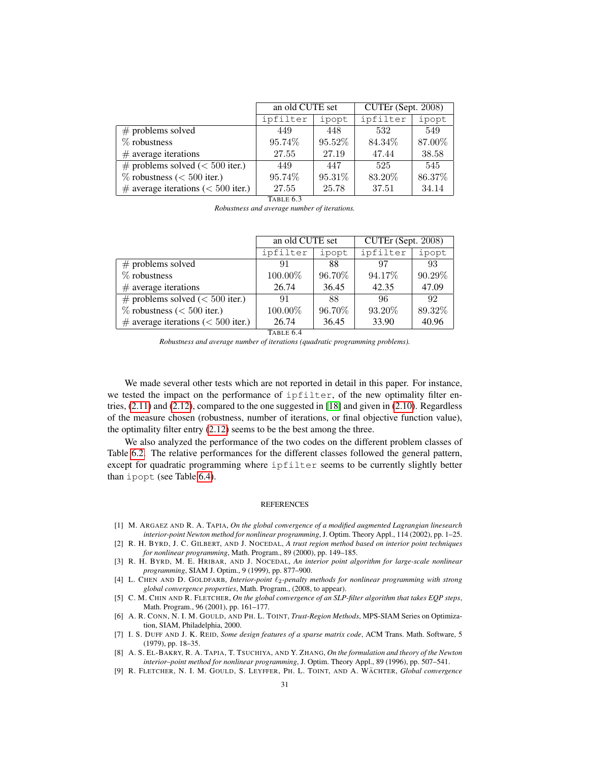| | an old CUTE set | | CUTEr (Sept. 2008) | |
|---|---|---|---|---|
| | `ipfilter` | `ipopt` | `ipfilter` | `ipopt` |
| # problems solved | 449 | 448 | 532 | 549 |
| % robustness | 95.74% | 95.52% | 84.34% | 87.00% |
| # average iterations | 27.55 | 27.19 | 47.44 | 38.58 |
| # problems solved (< 500 iter.) | 449 | 447 | 525 | 545 |
| % robustness (< 500 iter.) | 95.74% | 95.31% | 83.20% | 86.37% |
| # average iterations (< 500 iter.) | 27.55 | 25.78 | 37.51 | 34.14 |

TABLE 6.3
*Robustness and average number of iterations.*

| | an old CUTE set | | CUTEr (Sept. 2008) | |
|---|---|---|---|---|
| | `ipfilter` | `ipopt` | `ipfilter` | `ipopt` |
| # problems solved | 91 | 88 | 97 | 93 |
| % robustness | 100.00% | 96.70% | 94.17% | 90.29% |
| # average iterations | 26.74 | 36.45 | 42.35 | 47.09 |
| # problems solved (< 500 iter.) | 91 | 88 | 96 | 92 |
| % robustness (< 500 iter.) | 100.00% | 96.70% | 93.20% | 89.32% |
| # average iterations (< 500 iter.) | 26.74 | 36.45 | 33.90 | 40.96 |

TABLE 6.4
*Robustness and average number of iterations (quadratic programming problems).*

We made several other tests which are not reported in detail in this paper. For instance, we tested the impact on the performance of `ipfilter`, of the new optimality filter entries, (2.11) and (2.12), compared to the one suggested in [18] and given in (2.10). Regardless of the measure chosen (robustness, number of iterations, or final objective function value), the optimality filter entry (2.12) seems to be the best among the three.

We also analyzed the performance of the two codes on the different problem classes of Table 6.2. The relative performances for the different classes followed the general pattern, except for quadratic programming where `ipfilter` seems to be currently slightly better than `ipopt` (see Table 6.4).

## REFERENCES

[1] M. Argaez and R. A. Tapia, *On the global convergence of a modified augmented Lagrangian linesearch interior-point Newton method for nonlinear programming*, J. Optim. Theory Appl., 114 (2002), pp. 1–25.

[2] R. H. Byrd, J. C. Gilbert, and J. Nocedal, *A trust region method based on interior point techniques for nonlinear programming*, Math. Program., 89 (2000), pp. 149–185.

[3] R. H. Byrd, M. E. Hribar, and J. Nocedal, *An interior point algorithm for large-scale nonlinear programming*, SIAM J. Optim., 9 (1999), pp. 877–900.

[4] L. Chen and D. Goldfarb, *Interior-point $\ell_2$-penalty methods for nonlinear programming with strong global convergence properties*, Math. Program., (2008, to appear).

[5] C. M. Chin and R. Fletcher, *On the global convergence of an SLP-filter algorithm that takes EQP steps*, Math. Program., 96 (2001), pp. 161–177.

[6] A. R. Conn, N. I. M. Gould, and Ph. L. Toint, *Trust-Region Methods*, MPS-SIAM Series on Optimization, SIAM, Philadelphia, 2000.

[7] I. S. Duff and J. K. Reid, *Some design features of a sparse matrix code*, ACM Trans. Math. Software, 5 (1979), pp. 18–35.

[8] A. S. El-Bakry, R. A. Tapia, T. Tsuchiya, and Y. Zhang, *On the formulation and theory of the Newton interior–point method for nonlinear programming*, J. Optim. Theory Appl., 89 (1996), pp. 507–541.

[9] R. Fletcher, N. I. M. Gould, S. Leyffer, Ph. L. Toint, and A. Wächter, *Global convergence*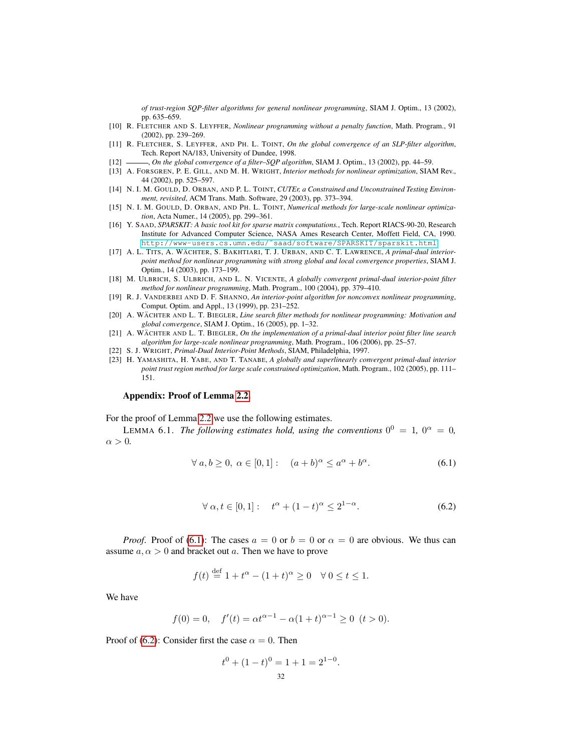*of trust-region SQP-filter algorithms for general nonlinear programming*, SIAM J. Optim., 13 (2002), pp. 635–659.

[10] R. Fletcher and S. Leyffer, *Nonlinear programming without a penalty function*, Math. Program., 91 (2002), pp. 239–269.

[11] R. Fletcher, S. Leyffer, and Ph. L. Toint, *On the global convergence of an SLP-filter algorithm*, Tech. Report NA/183, University of Dundee, 1998.

[12] ———, *On the global convergence of a filter–SQP algorithm*, SIAM J. Optim., 13 (2002), pp. 44–59.

[13] A. Forsgren, P. E. Gill, and M. H. Wright, *Interior methods for nonlinear optimization*, SIAM Rev., 44 (2002), pp. 525–597.

[14] N. I. M. Gould, D. Orban, and P. L. Toint, *CUTEr, a Constrained and Unconstrained Testing Environment, revisited*, ACM Trans. Math. Software, 29 (2003), pp. 373–394.

[15] N. I. M. Gould, D. Orban, and Ph. L. Toint, *Numerical methods for large-scale nonlinear optimization*, Acta Numer., 14 (2005), pp. 299–361.

[16] Y. Saad, *SPARSKIT: A basic tool kit for sparse matrix computations.*, Tech. Report RIACS-90-20, Research Institute for Advanced Computer Science, NASA Ames Research Center, Moffett Field, CA, 1990. http://www-users.cs.umn.edu/~saad/software/SPARSKIT/sparskit.html.

[17] A. L. Tits, A. Wächter, S. Bakhtiari, T. J. Urban, and C. T. Lawrence, *A primal-dual interior-point method for nonlinear programming with strong global and local convergence properties*, SIAM J. Optim., 14 (2003), pp. 173–199.

[18] M. Ulbrich, S. Ulbrich, and L. N. Vicente, *A globally convergent primal-dual interior-point filter method for nonlinear programming*, Math. Program., 100 (2004), pp. 379–410.

[19] R. J. Vanderbei and D. F. Shanno, *An interior-point algorithm for nonconvex nonlinear programming*, Comput. Optim. and Appl., 13 (1999), pp. 231–252.

[20] A. Wächter and L. T. Biegler, *Line search filter methods for nonlinear programming: Motivation and global convergence*, SIAM J. Optim., 16 (2005), pp. 1–32.

[21] A. Wächter and L. T. Biegler, *On the implementation of a primal-dual interior point filter line search algorithm for large-scale nonlinear programming*, Math. Program., 106 (2006), pp. 25–57.

[22] S. J. Wright, *Primal-Dual Interior-Point Methods*, SIAM, Philadelphia, 1997.

[23] H. Yamashita, H. Yabe, and T. Tanabe, *A globally and superlinearly convergent primal-dual interior point trust region method for large scale constrained optimization*, Math. Program., 102 (2005), pp. 111–151.

## Appendix: Proof of Lemma 2.2

For the proof of Lemma 2.2 we use the following estimates.

Lemma 6.1. *The following estimates hold, using the conventions $0^0 = 1$, $0^\alpha = 0$, $\alpha > 0$.*

$$\forall\, a, b \geq 0,\ \alpha \in [0,1]: \quad (a+b)^\alpha \leq a^\alpha + b^\alpha. \tag{6.1}$$

$$\forall\, \alpha, t \in [0,1]: \quad t^\alpha + (1-t)^\alpha \leq 2^{1-\alpha}. \tag{6.2}$$

*Proof.* Proof of (6.1): The cases $a = 0$ or $b = 0$ or $\alpha = 0$ are obvious. We thus can assume $a, \alpha > 0$ and bracket out $a$. Then we have to prove

$$f(t) \overset{\text{def}}{=} 1 + t^\alpha - (1+t)^\alpha \geq 0 \quad \forall\, 0 \leq t \leq 1.$$

We have

$$f(0) = 0, \quad f'(t) = \alpha t^{\alpha-1} - \alpha(1+t)^{\alpha-1} \geq 0 \ \ (t > 0).$$

Proof of (6.2): Consider first the case $\alpha = 0$. Then

$$t^0 + (1-t)^0 = 1 + 1 = 2^{1-0}.$$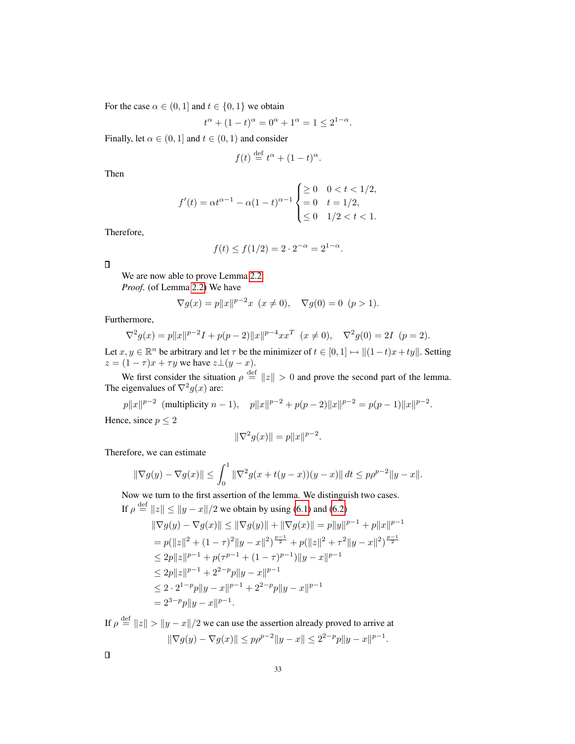For the case $\alpha \in (0, 1]$ and $t \in \{0, 1\}$ we obtain

$$t^\alpha + (1-t)^\alpha = 0^\alpha + 1^\alpha = 1 \le 2^{1-\alpha}.$$

Finally, let $\alpha \in (0, 1]$ and $t \in (0, 1)$ and consider

$$f(t) \stackrel{\text{def}}{=} t^\alpha + (1-t)^\alpha.$$

Then

$$f'(t) = \alpha t^{\alpha-1} - \alpha(1-t)^{\alpha-1} \begin{cases} \ge 0 & 0 < t < 1/2, \\ = 0 & t = 1/2, \\ \le 0 & 1/2 < t < 1. \end{cases}$$

Therefore,

$$f(t) \le f(1/2) = 2 \cdot 2^{-\alpha} = 2^{1-\alpha}.$$

□

We are now able to prove Lemma 2.2.

*Proof.* (of Lemma 2.2) We have

$$\nabla g(x) = p\|x\|^{p-2}x \;\; (x \ne 0), \quad \nabla g(0) = 0 \;\; (p > 1).$$

Furthermore,

$$\nabla^2 g(x) = p\|x\|^{p-2}I + p(p-2)\|x\|^{p-4}xx^T \;\; (x \ne 0), \quad \nabla^2 g(0) = 2I \;\; (p = 2).$$

Let $x, y \in \mathbb{R}^n$ be arbitrary and let $\tau$ be the minimizer of $t \in [0, 1] \mapsto \|(1-t)x + ty\|$. Setting $z = (1-\tau)x + \tau y$ we have $z \perp (y - x)$.

We first consider the situation $\rho \stackrel{\text{def}}{=} \|z\| > 0$ and prove the second part of the lemma. The eigenvalues of $\nabla^2 g(x)$ are:

$$p\|x\|^{p-2} \text{ (multiplicity } n-1), \quad p\|x\|^{p-2} + p(p-2)\|x\|^{p-2} = p(p-1)\|x\|^{p-2}.$$

Hence, since $p \le 2$

$$\|\nabla^2 g(x)\| = p\|x\|^{p-2}.$$

Therefore, we can estimate

$$\|\nabla g(y) - \nabla g(x)\| \le \int_0^1 \|\nabla^2 g(x + t(y-x))(y-x)\| \, dt \le p\rho^{p-2}\|y - x\|.$$

Now we turn to the first assertion of the lemma. We distinguish two cases.

If $\rho \stackrel{\text{def}}{=} \|z\| \le \|y - x\|/2$ we obtain by using (6.1) and (6.2)

$$\begin{aligned}
\|\nabla g(y) - \nabla g(x)\| &\le \|\nabla g(y)\| + \|\nabla g(x)\| = p\|y\|^{p-1} + p\|x\|^{p-1} \\
&= p(\|z\|^2 + (1-\tau)^2\|y-x\|^2)^{\frac{p-1}{2}} + p(\|z\|^2 + \tau^2\|y-x\|^2)^{\frac{p-1}{2}} \\
&\le 2p\|z\|^{p-1} + p(\tau^{p-1} + (1-\tau)^{p-1})\|y-x\|^{p-1} \\
&\le 2p\|z\|^{p-1} + 2^{2-p}p\|y-x\|^{p-1} \\
&\le 2 \cdot 2^{1-p}p\|y-x\|^{p-1} + 2^{2-p}p\|y-x\|^{p-1} \\
&= 2^{3-p}p\|y-x\|^{p-1}.
\end{aligned}$$

If $\rho \stackrel{\text{def}}{=} \|z\| > \|y - x\|/2$ we can use the assertion already proved to arrive at

$$\|\nabla g(y) - \nabla g(x)\| \le p\rho^{p-2}\|y - x\| \le 2^{2-p}p\|y - x\|^{p-1}.$$

□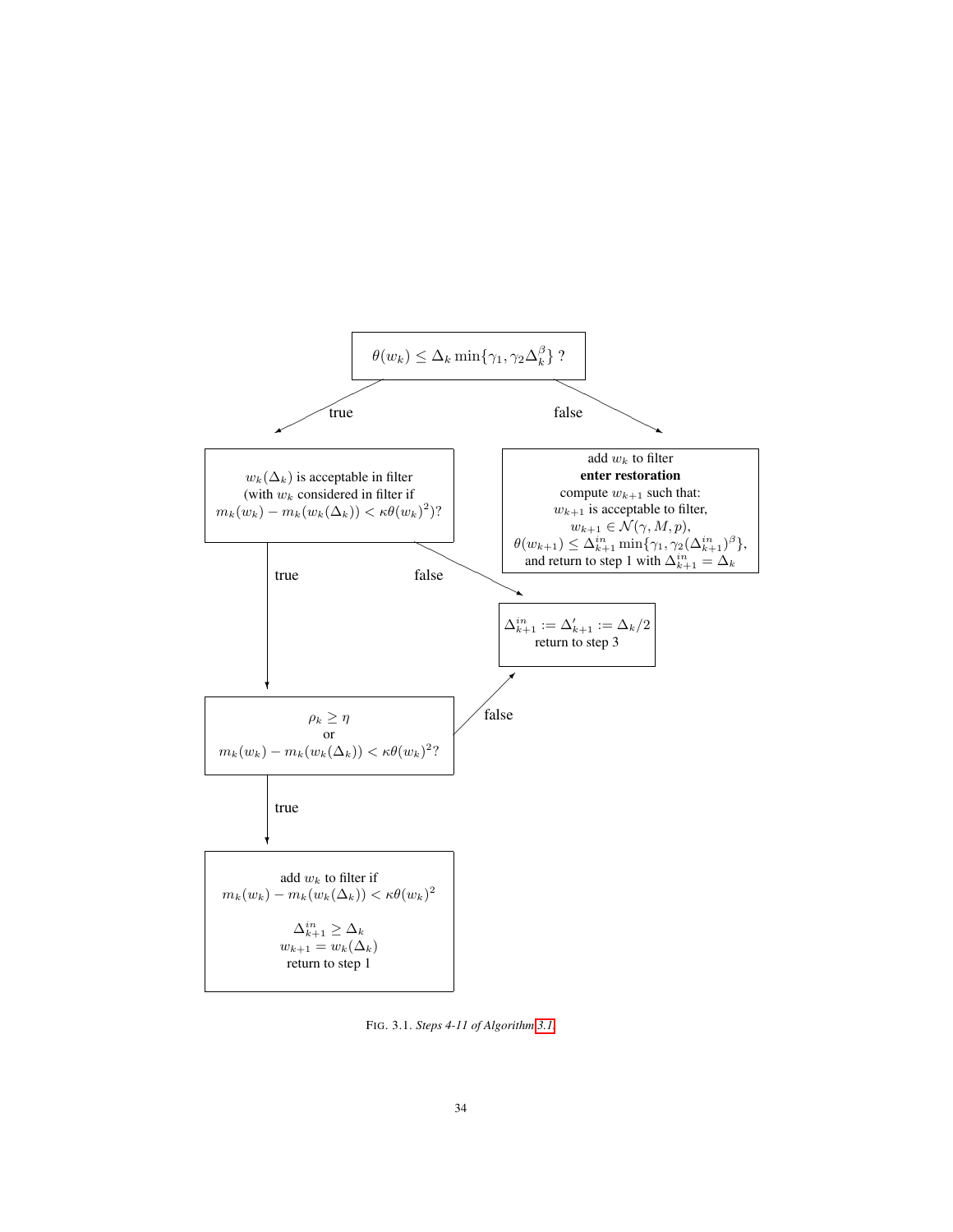$\theta(w_k) \le \Delta_k \min\{\gamma_1, \gamma_2 \Delta_k^{\beta}\}$ ?

true

false

$w_k(\Delta_k)$ is acceptable in filter
(with $w_k$ considered in filter if
$m_k(w_k) - m_k(w_k(\Delta_k)) < \kappa\theta(w_k)^2$)?

add $w_k$ to filter
**enter restoration**
compute $w_{k+1}$ such that:
$w_{k+1}$ is acceptable to filter,
$w_{k+1} \in \mathcal{N}(\gamma, M, p)$,
$\theta(w_{k+1}) \le \Delta_{k+1}^{in} \min\{\gamma_1, \gamma_2 (\Delta_{k+1}^{in})^{\beta}\}$,
and return to step 1 with $\Delta_{k+1}^{in} = \Delta_k$

true

false

$\Delta_{k+1}^{in} := \Delta'_{k+1} := \Delta_k/2$
return to step 3

$\rho_k \ge \eta$
or
$m_k(w_k) - m_k(w_k(\Delta_k)) < \kappa\theta(w_k)^2$?

false

true

add $w_k$ to filter if
$m_k(w_k) - m_k(w_k(\Delta_k)) < \kappa\theta(w_k)^2$

$\Delta_{k+1}^{in} \ge \Delta_k$
$w_{k+1} = w_k(\Delta_k)$
return to step 1

FIG. 3.1. *Steps 4-11 of Algorithm 3.1.*